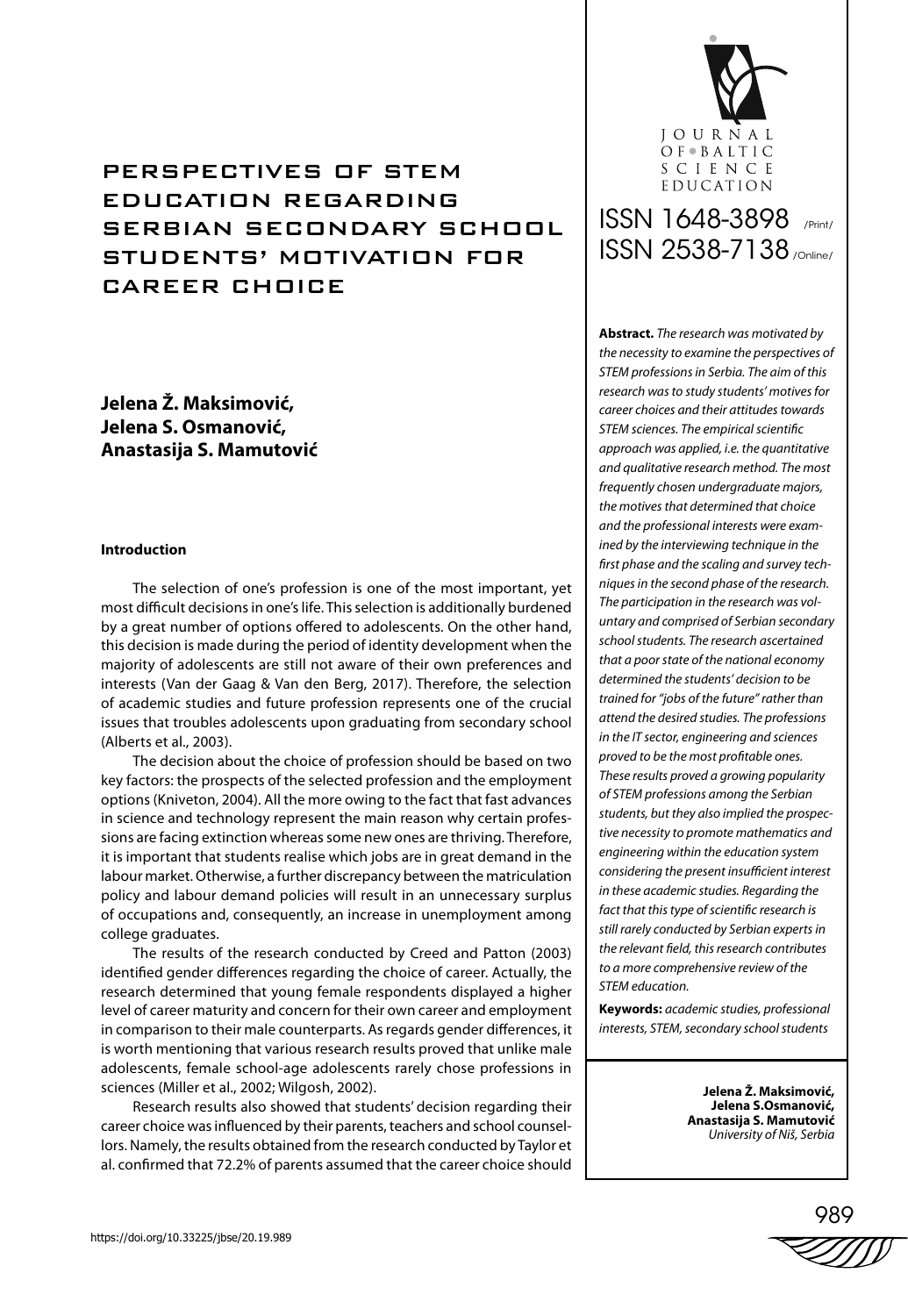# PERSPECTIVES OF STEM EDUCATION REGARDING SERBIAN SECONDARY SCHOOL STUDENTS' MOTIVATION FOR CAREER CHOICE

**Jelena Ž. Maksimović,**
**Jelena S. Osmanović,**
**Anastasija S. Mamutović**

JOURNAL OF BALTIC SCIENCE EDUCATION

ISSN 1648-3898 /Print/
ISSN 2538-7138 /Online/

**Abstract.** *The research was motivated by the necessity to examine the perspectives of STEM professions in Serbia. The aim of this research was to study students' motives for career choices and their attitudes towards STEM sciences. The empirical scientific approach was applied, i.e. the quantitative and qualitative research method. The most frequently chosen undergraduate majors, the motives that determined that choice and the professional interests were examined by the interviewing technique in the first phase and the scaling and survey techniques in the second phase of the research. The participation in the research was voluntary and comprised of Serbian secondary school students. The research ascertained that a poor state of the national economy determined the students' decision to be trained for "jobs of the future" rather than attend the desired studies. The professions in the IT sector, engineering and sciences proved to be the most profitable ones. These results proved a growing popularity of STEM professions among the Serbian students, but they also implied the prospective necessity to promote mathematics and engineering within the education system considering the present insufficient interest in these academic studies. Regarding the fact that this type of scientific research is still rarely conducted by Serbian experts in the relevant field, this research contributes to a more comprehensive review of the STEM education.*

**Keywords:** *academic studies, professional interests, STEM, secondary school students*

**Jelena Ž. Maksimović,**
**Jelena S.Osmanović,**
**Anastasija S. Mamutović**
*University of Niš, Serbia*

## Introduction

The selection of one's profession is one of the most important, yet most difficult decisions in one's life. This selection is additionally burdened by a great number of options offered to adolescents. On the other hand, this decision is made during the period of identity development when the majority of adolescents are still not aware of their own preferences and interests (Van der Gaag & Van den Berg, 2017). Therefore, the selection of academic studies and future profession represents one of the crucial issues that troubles adolescents upon graduating from secondary school (Alberts et al., 2003).

The decision about the choice of profession should be based on two key factors: the prospects of the selected profession and the employment options (Kniveton, 2004). All the more owing to the fact that fast advances in science and technology represent the main reason why certain professions are facing extinction whereas some new ones are thriving. Therefore, it is important that students realise which jobs are in great demand in the labour market. Otherwise, a further discrepancy between the matriculation policy and labour demand policies will result in an unnecessary surplus of occupations and, consequently, an increase in unemployment among college graduates.

The results of the research conducted by Creed and Patton (2003) identified gender differences regarding the choice of career. Actually, the research determined that young female respondents displayed a higher level of career maturity and concern for their own career and employment in comparison to their male counterparts. As regards gender differences, it is worth mentioning that various research results proved that unlike male adolescents, female school-age adolescents rarely chose professions in sciences (Miller et al., 2002; Wilgosh, 2002).

Research results also showed that students' decision regarding their career choice was influenced by their parents, teachers and school counsellors. Namely, the results obtained from the research conducted by Taylor et al. confirmed that 72.2% of parents assumed that the career choice should

https://doi.org/10.33225/jbse/20.19.989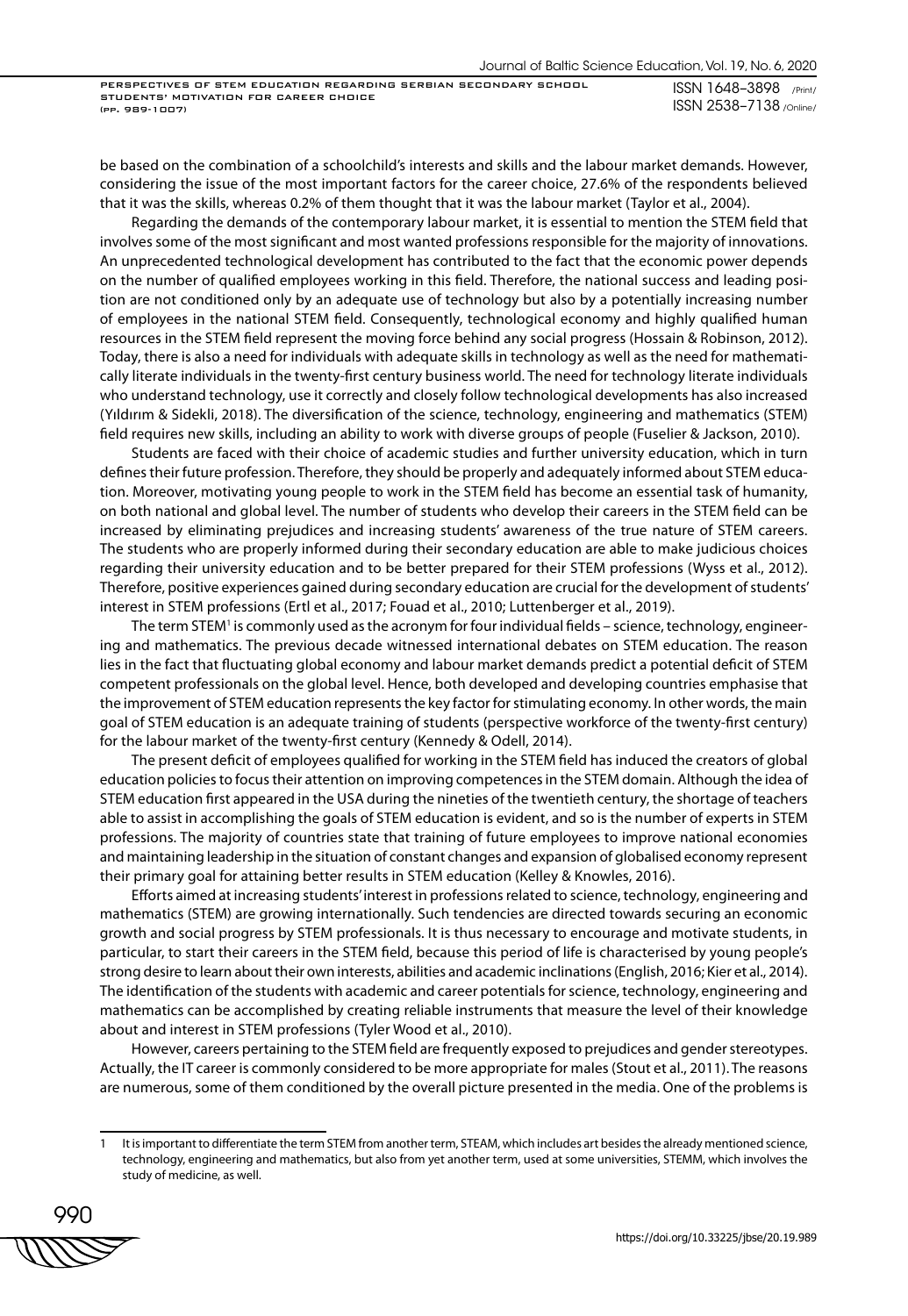be based on the combination of a schoolchild's interests and skills and the labour market demands. However, considering the issue of the most important factors for the career choice, 27.6% of the respondents believed that it was the skills, whereas 0.2% of them thought that it was the labour market (Taylor et al., 2004).

Regarding the demands of the contemporary labour market, it is essential to mention the STEM field that involves some of the most significant and most wanted professions responsible for the majority of innovations. An unprecedented technological development has contributed to the fact that the economic power depends on the number of qualified employees working in this field. Therefore, the national success and leading position are not conditioned only by an adequate use of technology but also by a potentially increasing number of employees in the national STEM field. Consequently, technological economy and highly qualified human resources in the STEM field represent the moving force behind any social progress (Hossain & Robinson, 2012). Today, there is also a need for individuals with adequate skills in technology as well as the need for mathematically literate individuals in the twenty-first century business world. The need for technology literate individuals who understand technology, use it correctly and closely follow technological developments has also increased (Yıldırım & Sidekli, 2018). The diversification of the science, technology, engineering and mathematics (STEM) field requires new skills, including an ability to work with diverse groups of people (Fuselier & Jackson, 2010).

Students are faced with their choice of academic studies and further university education, which in turn defines their future profession. Therefore, they should be properly and adequately informed about STEM education. Moreover, motivating young people to work in the STEM field has become an essential task of humanity, on both national and global level. The number of students who develop their careers in the STEM field can be increased by eliminating prejudices and increasing students' awareness of the true nature of STEM careers. The students who are properly informed during their secondary education are able to make judicious choices regarding their university education and to be better prepared for their STEM professions (Wyss et al., 2012). Therefore, positive experiences gained during secondary education are crucial for the development of students' interest in STEM professions (Ertl et al., 2017; Fouad et al., 2010; Luttenberger et al., 2019).

The term STEM[1] is commonly used as the acronym for four individual fields – science, technology, engineering and mathematics. The previous decade witnessed international debates on STEM education. The reason lies in the fact that fluctuating global economy and labour market demands predict a potential deficit of STEM competent professionals on the global level. Hence, both developed and developing countries emphasise that the improvement of STEM education represents the key factor for stimulating economy. In other words, the main goal of STEM education is an adequate training of students (perspective workforce of the twenty-first century) for the labour market of the twenty-first century (Kennedy & Odell, 2014).

The present deficit of employees qualified for working in the STEM field has induced the creators of global education policies to focus their attention on improving competences in the STEM domain. Although the idea of STEM education first appeared in the USA during the nineties of the twentieth century, the shortage of teachers able to assist in accomplishing the goals of STEM education is evident, and so is the number of experts in STEM professions. The majority of countries state that training of future employees to improve national economies and maintaining leadership in the situation of constant changes and expansion of globalised economy represent their primary goal for attaining better results in STEM education (Kelley & Knowles, 2016).

Efforts aimed at increasing students' interest in professions related to science, technology, engineering and mathematics (STEM) are growing internationally. Such tendencies are directed towards securing an economic growth and social progress by STEM professionals. It is thus necessary to encourage and motivate students, in particular, to start their careers in the STEM field, because this period of life is characterised by young people's strong desire to learn about their own interests, abilities and academic inclinations (English, 2016; Kier et al., 2014). The identification of the students with academic and career potentials for science, technology, engineering and mathematics can be accomplished by creating reliable instruments that measure the level of their knowledge about and interest in STEM professions (Tyler Wood et al., 2010).

However, careers pertaining to the STEM field are frequently exposed to prejudices and gender stereotypes. Actually, the IT career is commonly considered to be more appropriate for males (Stout et al., 2011). The reasons are numerous, some of them conditioned by the overall picture presented in the media. One of the problems is

---

1 It is important to differentiate the term STEM from another term, STEAM, which includes art besides the already mentioned science, technology, engineering and mathematics, but also from yet another term, used at some universities, STEMM, which involves the study of medicine, as well.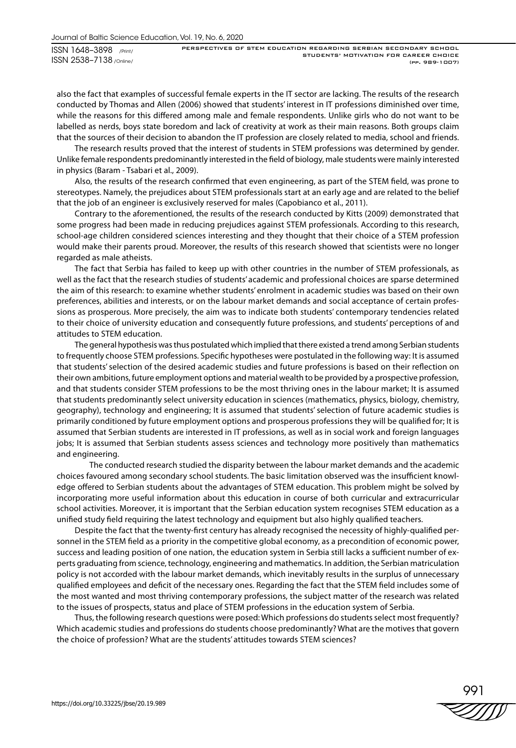also the fact that examples of successful female experts in the IT sector are lacking. The results of the research conducted by Thomas and Allen (2006) showed that students' interest in IT professions diminished over time, while the reasons for this differed among male and female respondents. Unlike girls who do not want to be labelled as nerds, boys state boredom and lack of creativity at work as their main reasons. Both groups claim that the sources of their decision to abandon the IT profession are closely related to media, school and friends.

The research results proved that the interest of students in STEM professions was determined by gender. Unlike female respondents predominantly interested in the field of biology, male students were mainly interested in physics (Baram - Tsabari et al., 2009).

Also, the results of the research confirmed that even engineering, as part of the STEM field, was prone to stereotypes. Namely, the prejudices about STEM professionals start at an early age and are related to the belief that the job of an engineer is exclusively reserved for males (Capobianco et al., 2011).

Contrary to the aforementioned, the results of the research conducted by Kitts (2009) demonstrated that some progress had been made in reducing prejudices against STEM professionals. According to this research, school-age children considered sciences interesting and they thought that their choice of a STEM profession would make their parents proud. Moreover, the results of this research showed that scientists were no longer regarded as male atheists.

The fact that Serbia has failed to keep up with other countries in the number of STEM professionals, as well as the fact that the research studies of students' academic and professional choices are sparse determined the aim of this research: to examine whether students' enrolment in academic studies was based on their own preferences, abilities and interests, or on the labour market demands and social acceptance of certain professions as prosperous. More precisely, the aim was to indicate both students' contemporary tendencies related to their choice of university education and consequently future professions, and students' perceptions of and attitudes to STEM education.

The general hypothesis was thus postulated which implied that there existed a trend among Serbian students to frequently choose STEM professions. Specific hypotheses were postulated in the following way: It is assumed that students' selection of the desired academic studies and future professions is based on their reflection on their own ambitions, future employment options and material wealth to be provided by a prospective profession, and that students consider STEM professions to be the most thriving ones in the labour market; It is assumed that students predominantly select university education in sciences (mathematics, physics, biology, chemistry, geography), technology and engineering; It is assumed that students' selection of future academic studies is primarily conditioned by future employment options and prosperous professions they will be qualified for; It is assumed that Serbian students are interested in IT professions, as well as in social work and foreign languages jobs; It is assumed that Serbian students assess sciences and technology more positively than mathematics and engineering.

The conducted research studied the disparity between the labour market demands and the academic choices favoured among secondary school students. The basic limitation observed was the insufficient knowledge offered to Serbian students about the advantages of STEM education. This problem might be solved by incorporating more useful information about this education in course of both curricular and extracurricular school activities. Moreover, it is important that the Serbian education system recognises STEM education as a unified study field requiring the latest technology and equipment but also highly qualified teachers.

Despite the fact that the twenty-first century has already recognised the necessity of highly-qualified personnel in the STEM field as a priority in the competitive global economy, as a precondition of economic power, success and leading position of one nation, the education system in Serbia still lacks a sufficient number of experts graduating from science, technology, engineering and mathematics. In addition, the Serbian matriculation policy is not accorded with the labour market demands, which inevitably results in the surplus of unnecessary qualified employees and deficit of the necessary ones. Regarding the fact that the STEM field includes some of the most wanted and most thriving contemporary professions, the subject matter of the research was related to the issues of prospects, status and place of STEM professions in the education system of Serbia.

Thus, the following research questions were posed: Which professions do students select most frequently? Which academic studies and professions do students choose predominantly? What are the motives that govern the choice of profession? What are the students' attitudes towards STEM sciences?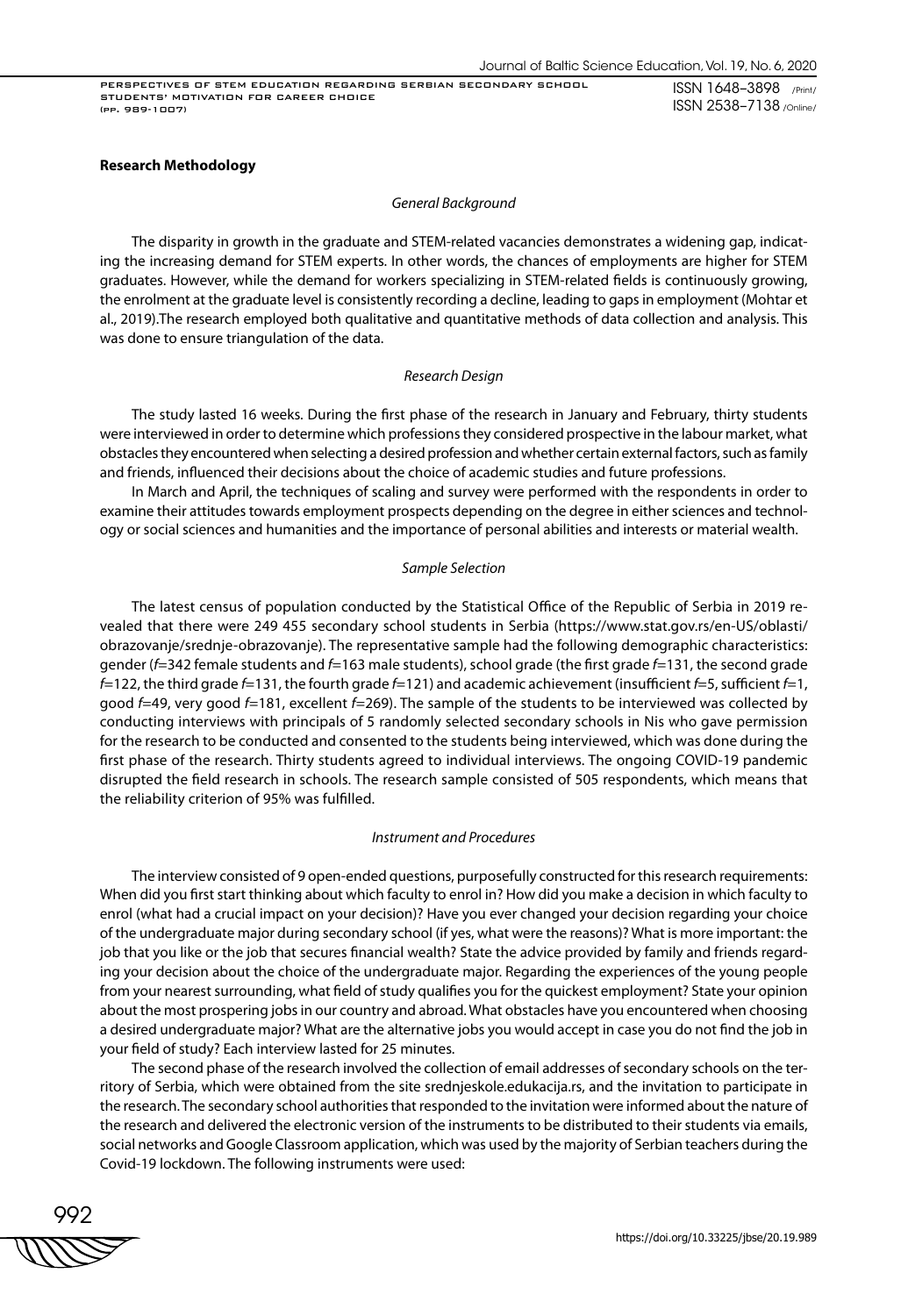## Research Methodology

### *General Background*

The disparity in growth in the graduate and STEM-related vacancies demonstrates a widening gap, indicating the increasing demand for STEM experts. In other words, the chances of employments are higher for STEM graduates. However, while the demand for workers specializing in STEM-related fields is continuously growing, the enrolment at the graduate level is consistently recording a decline, leading to gaps in employment (Mohtar et al., 2019).The research employed both qualitative and quantitative methods of data collection and analysis. This was done to ensure triangulation of the data.

### *Research Design*

The study lasted 16 weeks. During the first phase of the research in January and February, thirty students were interviewed in order to determine which professions they considered prospective in the labour market, what obstacles they encountered when selecting a desired profession and whether certain external factors, such as family and friends, influenced their decisions about the choice of academic studies and future professions.

In March and April, the techniques of scaling and survey were performed with the respondents in order to examine their attitudes towards employment prospects depending on the degree in either sciences and technology or social sciences and humanities and the importance of personal abilities and interests or material wealth.

### *Sample Selection*

The latest census of population conducted by the Statistical Office of the Republic of Serbia in 2019 revealed that there were 249 455 secondary school students in Serbia (https://www.stat.gov.rs/en-US/oblasti/obrazovanje/srednje-obrazovanje). The representative sample had the following demographic characteristics: gender (*f*=342 female students and *f*=163 male students), school grade (the first grade *f*=131, the second grade *f*=122, the third grade *f*=131, the fourth grade *f*=121) and academic achievement (insufficient *f*=5, sufficient *f*=1, good *f*=49, very good *f*=181, excellent *f*=269). The sample of the students to be interviewed was collected by conducting interviews with principals of 5 randomly selected secondary schools in Nis who gave permission for the research to be conducted and consented to the students being interviewed, which was done during the first phase of the research. Thirty students agreed to individual interviews. The ongoing COVID-19 pandemic disrupted the field research in schools. The research sample consisted of 505 respondents, which means that the reliability criterion of 95% was fulfilled.

### *Instrument and Procedures*

The interview consisted of 9 open-ended questions, purposefully constructed for this research requirements: When did you first start thinking about which faculty to enrol in? How did you make a decision in which faculty to enrol (what had a crucial impact on your decision)? Have you ever changed your decision regarding your choice of the undergraduate major during secondary school (if yes, what were the reasons)? What is more important: the job that you like or the job that secures financial wealth? State the advice provided by family and friends regarding your decision about the choice of the undergraduate major. Regarding the experiences of the young people from your nearest surrounding, what field of study qualifies you for the quickest employment? State your opinion about the most prospering jobs in our country and abroad. What obstacles have you encountered when choosing a desired undergraduate major? What are the alternative jobs you would accept in case you do not find the job in your field of study? Each interview lasted for 25 minutes.

The second phase of the research involved the collection of email addresses of secondary schools on the territory of Serbia, which were obtained from the site srednjeskole.edukacija.rs, and the invitation to participate in the research. The secondary school authorities that responded to the invitation were informed about the nature of the research and delivered the electronic version of the instruments to be distributed to their students via emails, social networks and Google Classroom application, which was used by the majority of Serbian teachers during the Covid-19 lockdown. The following instruments were used: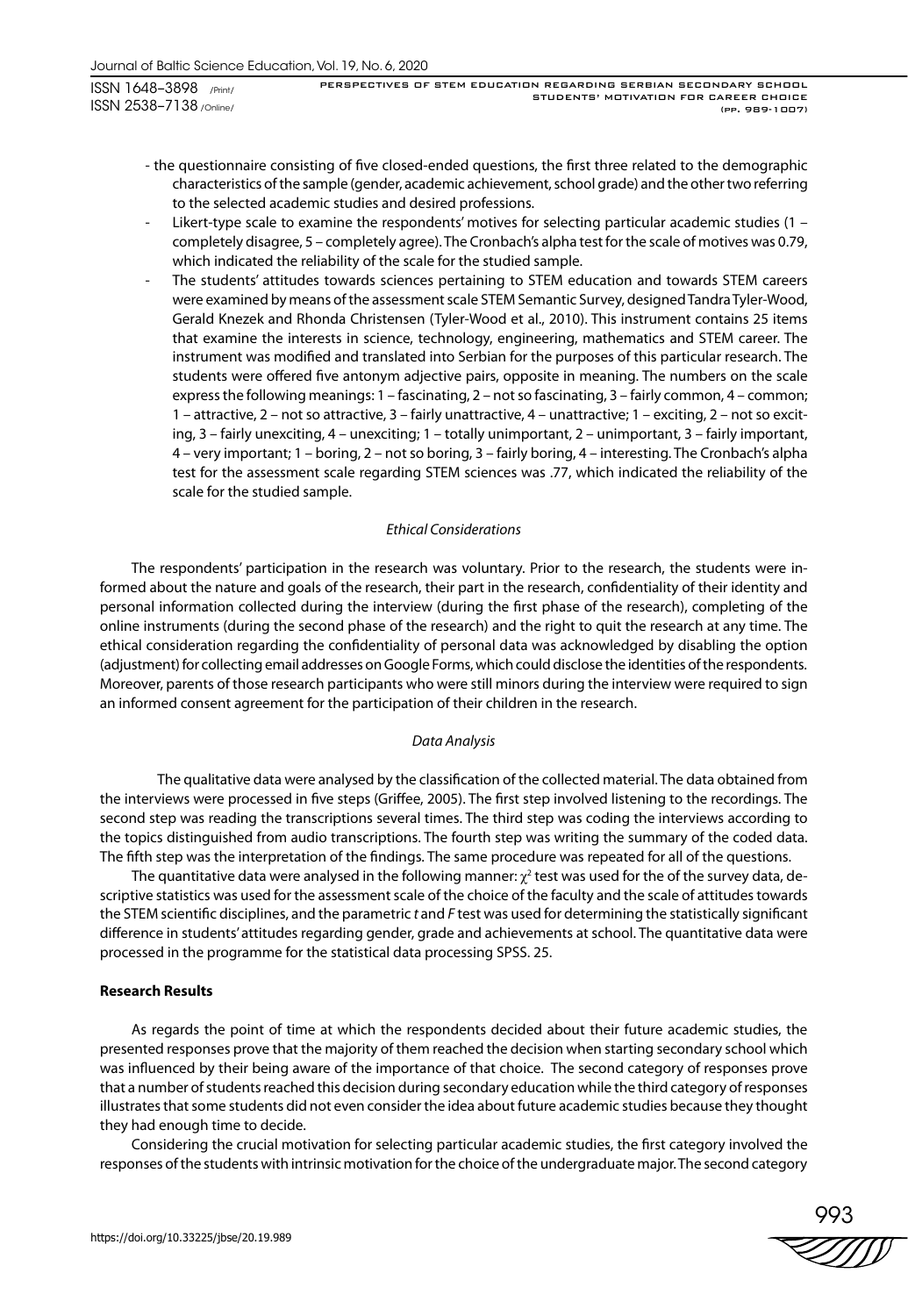- the questionnaire consisting of five closed-ended questions, the first three related to the demographic characteristics of the sample (gender, academic achievement, school grade) and the other two referring to the selected academic studies and desired professions.
- Likert-type scale to examine the respondents' motives for selecting particular academic studies (1 – completely disagree, 5 – completely agree). The Cronbach's alpha test for the scale of motives was 0.79, which indicated the reliability of the scale for the studied sample.
- The students' attitudes towards sciences pertaining to STEM education and towards STEM careers were examined by means of the assessment scale STEM Semantic Survey, designed Tandra Tyler-Wood, Gerald Knezek and Rhonda Christensen (Tyler-Wood et al., 2010). This instrument contains 25 items that examine the interests in science, technology, engineering, mathematics and STEM career. The instrument was modified and translated into Serbian for the purposes of this particular research. The students were offered five antonym adjective pairs, opposite in meaning. The numbers on the scale express the following meanings: 1 – fascinating, 2 – not so fascinating, 3 – fairly common, 4 – common; 1 – attractive, 2 – not so attractive, 3 – fairly unattractive, 4 – unattractive; 1 – exciting, 2 – not so exciting, 3 – fairly unexciting, 4 – unexciting; 1 – totally unimportant, 2 – unimportant, 3 – fairly important, 4 – very important; 1 – boring, 2 – not so boring, 3 – fairly boring, 4 – interesting. The Cronbach's alpha test for the assessment scale regarding STEM sciences was .77, which indicated the reliability of the scale for the studied sample.

*Ethical Considerations*

The respondents' participation in the research was voluntary. Prior to the research, the students were informed about the nature and goals of the research, their part in the research, confidentiality of their identity and personal information collected during the interview (during the first phase of the research), completing of the online instruments (during the second phase of the research) and the right to quit the research at any time. The ethical consideration regarding the confidentiality of personal data was acknowledged by disabling the option (adjustment) for collecting email addresses on Google Forms, which could disclose the identities of the respondents. Moreover, parents of those research participants who were still minors during the interview were required to sign an informed consent agreement for the participation of their children in the research.

*Data Analysis*

The qualitative data were analysed by the classification of the collected material. The data obtained from the interviews were processed in five steps (Griffee, 2005). The first step involved listening to the recordings. The second step was reading the transcriptions several times. The third step was coding the interviews according to the topics distinguished from audio transcriptions. The fourth step was writing the summary of the coded data. The fifth step was the interpretation of the findings. The same procedure was repeated for all of the questions.

The quantitative data were analysed in the following manner: $\chi^2$ test was used for the of the survey data, descriptive statistics was used for the assessment scale of the choice of the faculty and the scale of attitudes towards the STEM scientific disciplines, and the parametric *t* and *F* test was used for determining the statistically significant difference in students' attitudes regarding gender, grade and achievements at school. The quantitative data were processed in the programme for the statistical data processing SPSS. 25.

**Research Results**

As regards the point of time at which the respondents decided about their future academic studies, the presented responses prove that the majority of them reached the decision when starting secondary school which was influenced by their being aware of the importance of that choice. The second category of responses prove that a number of students reached this decision during secondary education while the third category of responses illustrates that some students did not even consider the idea about future academic studies because they thought they had enough time to decide.

Considering the crucial motivation for selecting particular academic studies, the first category involved the responses of the students with intrinsic motivation for the choice of the undergraduate major. The second category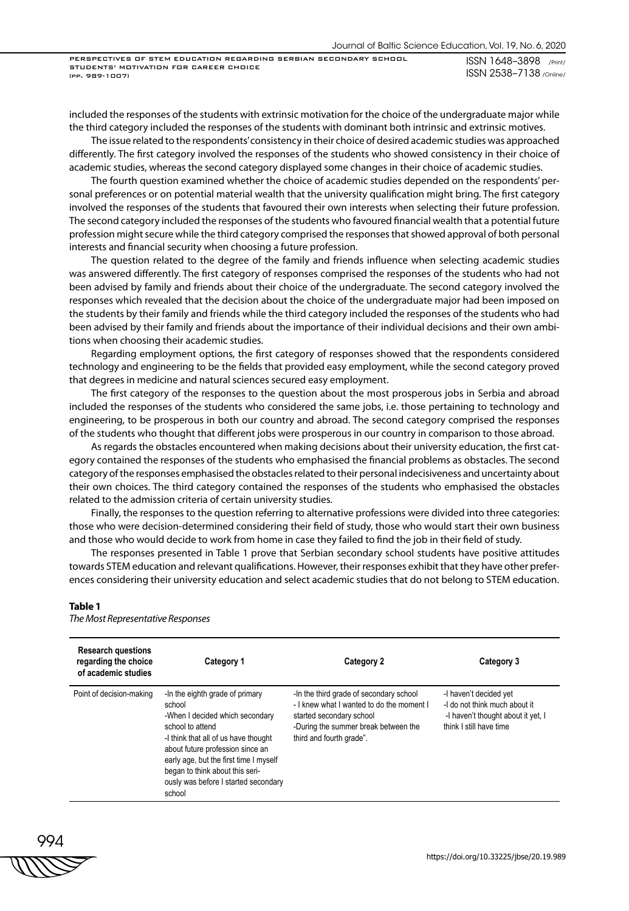included the responses of the students with extrinsic motivation for the choice of the undergraduate major while the third category included the responses of the students with dominant both intrinsic and extrinsic motives.

The issue related to the respondents' consistency in their choice of desired academic studies was approached differently. The first category involved the responses of the students who showed consistency in their choice of academic studies, whereas the second category displayed some changes in their choice of academic studies.

The fourth question examined whether the choice of academic studies depended on the respondents' personal preferences or on potential material wealth that the university qualification might bring. The first category involved the responses of the students that favoured their own interests when selecting their future profession. The second category included the responses of the students who favoured financial wealth that a potential future profession might secure while the third category comprised the responses that showed approval of both personal interests and financial security when choosing a future profession.

The question related to the degree of the family and friends influence when selecting academic studies was answered differently. The first category of responses comprised the responses of the students who had not been advised by family and friends about their choice of the undergraduate. The second category involved the responses which revealed that the decision about the choice of the undergraduate major had been imposed on the students by their family and friends while the third category included the responses of the students who had been advised by their family and friends about the importance of their individual decisions and their own ambitions when choosing their academic studies.

Regarding employment options, the first category of responses showed that the respondents considered technology and engineering to be the fields that provided easy employment, while the second category proved that degrees in medicine and natural sciences secured easy employment.

The first category of the responses to the question about the most prosperous jobs in Serbia and abroad included the responses of the students who considered the same jobs, i.e. those pertaining to technology and engineering, to be prosperous in both our country and abroad. The second category comprised the responses of the students who thought that different jobs were prosperous in our country in comparison to those abroad.

As regards the obstacles encountered when making decisions about their university education, the first category contained the responses of the students who emphasised the financial problems as obstacles. The second category of the responses emphasised the obstacles related to their personal indecisiveness and uncertainty about their own choices. The third category contained the responses of the students who emphasised the obstacles related to the admission criteria of certain university studies.

Finally, the responses to the question referring to alternative professions were divided into three categories: those who were decision-determined considering their field of study, those who would start their own business and those who would decide to work from home in case they failed to find the job in their field of study.

The responses presented in Table 1 prove that Serbian secondary school students have positive attitudes towards STEM education and relevant qualifications. However, their responses exhibit that they have other preferences considering their university education and select academic studies that do not belong to STEM education.

**Table 1**

*The Most Representative Responses*

| Research questions regarding the choice of academic studies | Category 1 | Category 2 | Category 3 |
|---|---|---|---|
| Point of decision-making | -In the eighth grade of primary school<br>-When I decided which secondary school to attend<br>-I think that all of us have thought about future profession since an early age, but the first time I myself began to think about this seriously was before I started secondary school | -In the third grade of secondary school<br>- I knew what I wanted to do the moment I started secondary school<br>-During the summer break between the third and fourth grade". | -I haven't decided yet<br>-I do not think much about it<br>-I haven't thought about it yet, I think I still have time |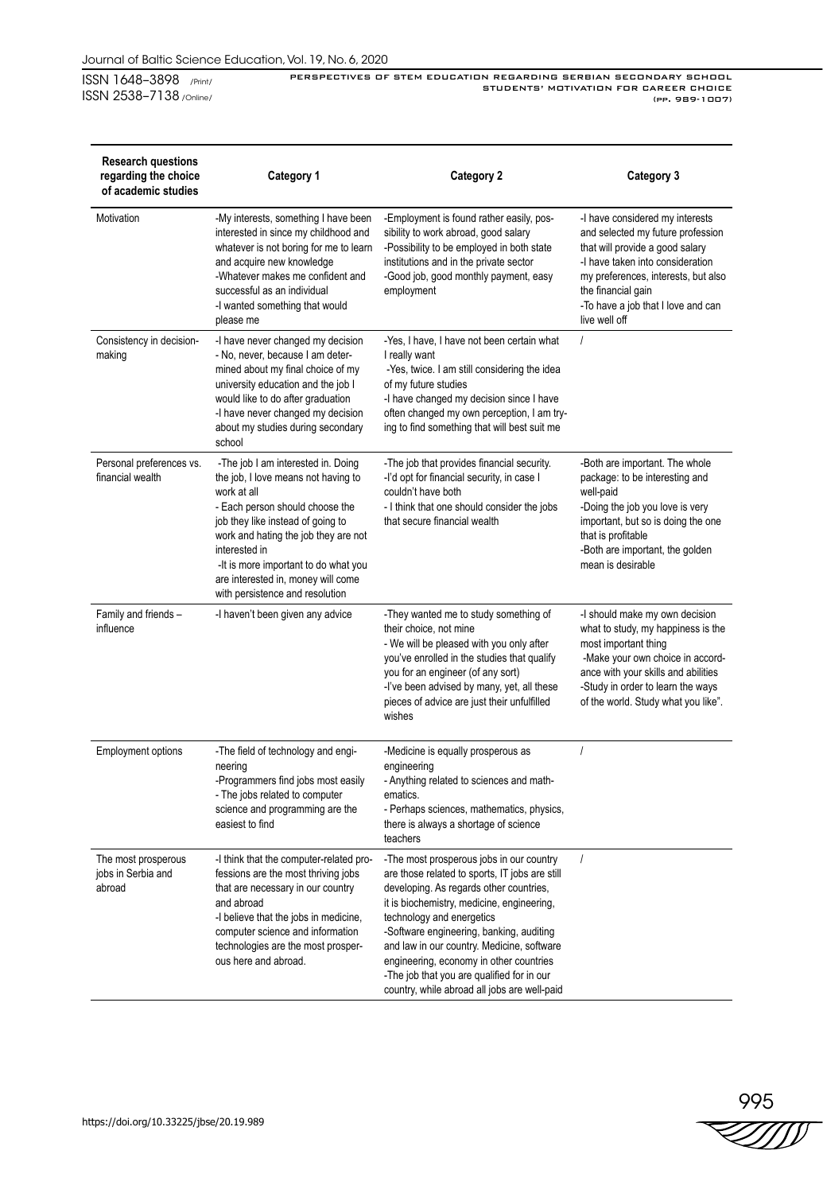| Research questions regarding the choice of academic studies | Category 1 | Category 2 | Category 3 |
|---|---|---|---|
| Motivation | -My interests, something I have been interested in since my childhood and whatever is not boring for me to learn and acquire new knowledge<br>-Whatever makes me confident and successful as an individual<br>-I wanted something that would please me | -Employment is found rather easily, possibility to work abroad, good salary<br>-Possibility to be employed in both state institutions and in the private sector<br>-Good job, good monthly payment, easy employment | -I have considered my interests and selected my future profession that will provide a good salary<br>-I have taken into consideration my preferences, interests, but also the financial gain<br>-To have a job that I love and can live well off |
| Consistency in decision-making | -I have never changed my decision<br>- No, never, because I am determined about my final choice of my university education and the job I would like to do after graduation<br>-I have never changed my decision about my studies during secondary school | -Yes, I have, I have not been certain what I really want<br>-Yes, twice. I am still considering the idea of my future studies<br>-I have changed my decision since I have often changed my own perception, I am trying to find something that will best suit me | / |
| Personal preferences vs. financial wealth | -The job I am interested in. Doing the job, I love means not having to work at all<br>- Each person should choose the job they like instead of going to work and hating the job they are not interested in<br>-It is more important to do what you are interested in, money will come with persistence and resolution | -The job that provides financial security.<br>-I'd opt for financial security, in case I couldn't have both<br>- I think that one should consider the jobs that secure financial wealth | -Both are important. The whole package: to be interesting and well-paid<br>-Doing the job you love is very important, but so is doing the one that is profitable<br>-Both are important, the golden mean is desirable |
| Family and friends – influence | -I haven't been given any advice | -They wanted me to study something of their choice, not mine<br>- We will be pleased with you only after you've enrolled in the studies that qualify you for an engineer (of any sort)<br>-I've been advised by many, yet, all these pieces of advice are just their unfulfilled wishes | -I should make my own decision what to study, my happiness is the most important thing<br>-Make your own choice in accordance with your skills and abilities<br>-Study in order to learn the ways of the world. Study what you like". |
| Employment options | -The field of technology and engineering<br>-Programmers find jobs most easily<br>- The jobs related to computer science and programming are the easiest to find | -Medicine is equally prosperous as engineering<br>- Anything related to sciences and mathematics.<br>- Perhaps sciences, mathematics, physics, there is always a shortage of science teachers | / |
| The most prosperous jobs in Serbia and abroad | -I think that the computer-related professions are the most thriving jobs that are necessary in our country and abroad<br>-I believe that the jobs in medicine, computer science and information technologies are the most prosperous here and abroad. | -The most prosperous jobs in our country are those related to sports, IT jobs are still developing. As regards other countries, it is biochemistry, medicine, engineering, technology and energetics<br>-Software engineering, banking, auditing and law in our country. Medicine, software engineering, economy in other countries<br>-The job that you are qualified for in our country, while abroad all jobs are well-paid | / |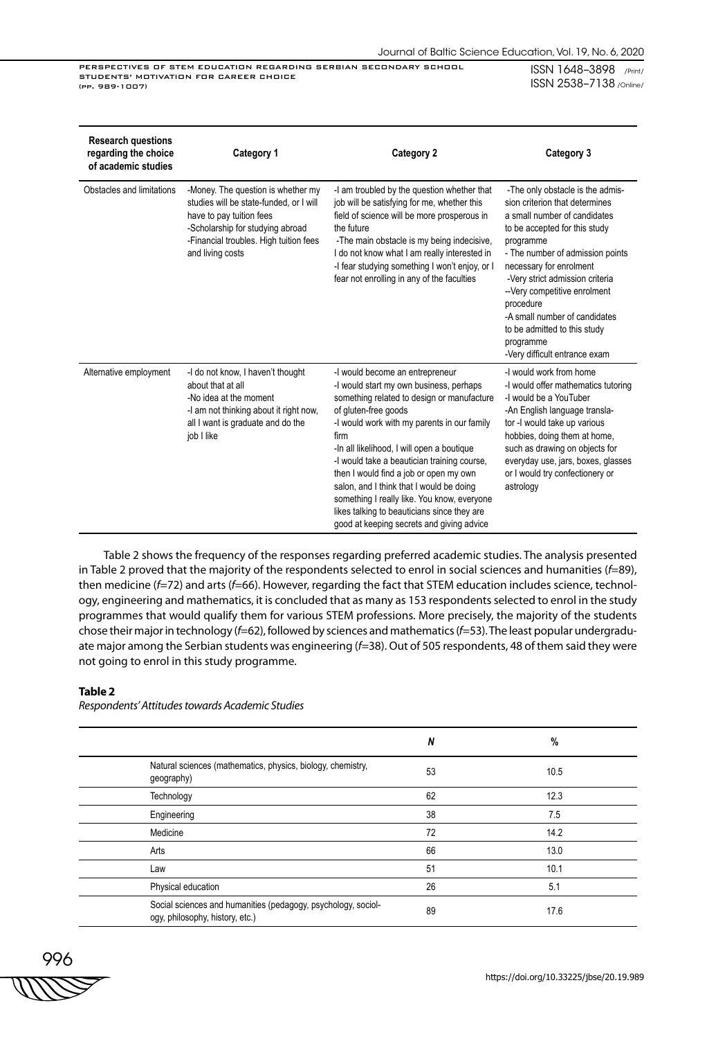| Research questions regarding the choice of academic studies | Category 1 | Category 2 | Category 3 |
|---|---|---|---|
| Obstacles and limitations | -Money. The question is whether my studies will be state-funded, or I will have to pay tuition fees<br>-Scholarship for studying abroad<br>-Financial troubles. High tuition fees and living costs | -I am troubled by the question whether that job will be satisfying for me, whether this field of science will be more prosperous in the future<br>-The main obstacle is my being indecisive, I do not know what I am really interested in<br>-I fear studying something I won't enjoy, or I fear not enrolling in any of the faculties | -The only obstacle is the admission criterion that determines a small number of candidates to be accepted for this study programme<br>- The number of admission points necessary for enrolment<br>-Very strict admission criteria<br>--Very competitive enrolment procedure<br>-A small number of candidates to be admitted to this study programme<br>-Very difficult entrance exam |
| Alternative employment | -I do not know, I haven't thought about that at all<br>-No idea at the moment<br>-I am not thinking about it right now, all I want is graduate and do the job I like | -I would become an entrepreneur<br>-I would start my own business, perhaps something related to design or manufacture of gluten-free goods<br>-I would work with my parents in our family firm<br>-In all likelihood, I will open a boutique<br>-I would take a beautician training course, then I would find a job or open my own salon, and I think that I would be doing something I really like. You know, everyone likes talking to beauticians since they are good at keeping secrets and giving advice | -I would work from home<br>-I would offer mathematics tutoring<br>-I would be a YouTuber<br>-An English language translator -I would take up various hobbies, doing them at home, such as drawing on objects for everyday use, jars, boxes, glasses or I would try confectionery or astrology |

Table 2 shows the frequency of the responses regarding preferred academic studies. The analysis presented in Table 2 proved that the majority of the respondents selected to enrol in social sciences and humanities (*f*=89), then medicine (*f*=72) and arts (*f*=66). However, regarding the fact that STEM education includes science, technology, engineering and mathematics, it is concluded that as many as 153 respondents selected to enrol in the study programmes that would qualify them for various STEM professions. More precisely, the majority of the students chose their major in technology (*f*=62), followed by sciences and mathematics (*f*=53). The least popular undergraduate major among the Serbian students was engineering (*f*=38). Out of 505 respondents, 48 of them said they were not going to enrol in this study programme.

**Table 2**

*Respondents' Attitudes towards Academic Studies*

| | *N* | % |
|---|---|---|
| Natural sciences (mathematics, physics, biology, chemistry, geography) | 53 | 10.5 |
| Technology | 62 | 12.3 |
| Engineering | 38 | 7.5 |
| Medicine | 72 | 14.2 |
| Arts | 66 | 13.0 |
| Law | 51 | 10.1 |
| Physical education | 26 | 5.1 |
| Social sciences and humanities (pedagogy, psychology, sociology, philosophy, history, etc.) | 89 | 17.6 |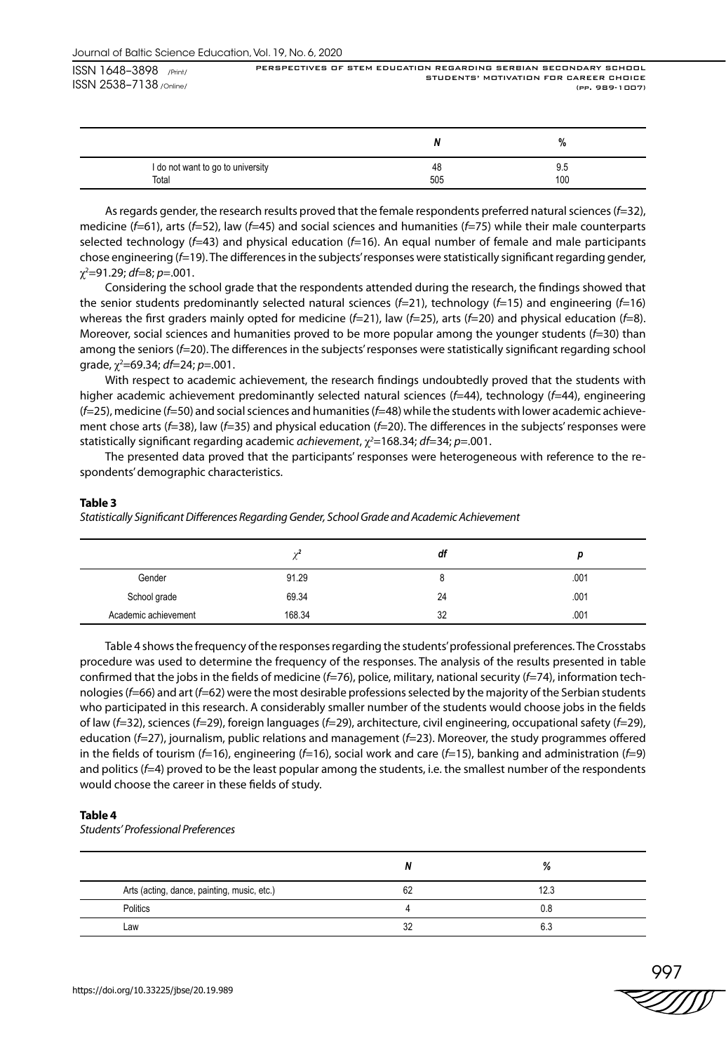| | *N* | % |
|---|---|---|
| I do not want to go to university | 48 | 9.5 |
| Total | 505 | 100 |

As regards gender, the research results proved that the female respondents preferred natural sciences (*f*=32), medicine (*f*=61), arts (*f*=52), law (*f*=45) and social sciences and humanities (*f*=75) while their male counterparts selected technology (*f*=43) and physical education (*f*=16). An equal number of female and male participants chose engineering (*f*=19). The differences in the subjects' responses were statistically significant regarding gender, $\chi^2$=91.29; *df*=8; *p*=.001.

Considering the school grade that the respondents attended during the research, the findings showed that the senior students predominantly selected natural sciences (*f*=21), technology (*f*=15) and engineering (*f*=16) whereas the first graders mainly opted for medicine (*f*=21), law (*f*=25), arts (*f*=20) and physical education (*f*=8). Moreover, social sciences and humanities proved to be more popular among the younger students (*f*=30) than among the seniors (*f*=20). The differences in the subjects' responses were statistically significant regarding school grade, $\chi^2$=69.34; *df*=24; *p*=.001.

With respect to academic achievement, the research findings undoubtedly proved that the students with higher academic achievement predominantly selected natural sciences (*f*=44), technology (*f*=44), engineering (*f*=25), medicine (*f*=50) and social sciences and humanities (*f*=48) while the students with lower academic achievement chose arts (*f*=38), law (*f*=35) and physical education (*f*=20). The differences in the subjects' responses were statistically significant regarding academic *achievement*, $\chi^2$=168.34; *df*=34; *p*=.001.

The presented data proved that the participants' responses were heterogeneous with reference to the respondents' demographic characteristics.

**Table 3**

*Statistically Significant Differences Regarding Gender, School Grade and Academic Achievement*

| | $\chi^2$ | *df* | *p* |
|---|---|---|---|
| Gender | 91.29 | 8 | .001 |
| School grade | 69.34 | 24 | .001 |
| Academic achievement | 168.34 | 32 | .001 |

Table 4 shows the frequency of the responses regarding the students' professional preferences. The Crosstabs procedure was used to determine the frequency of the responses. The analysis of the results presented in table confirmed that the jobs in the fields of medicine (*f*=76), police, military, national security (*f*=74), information technologies (*f*=66) and art (*f*=62) were the most desirable professions selected by the majority of the Serbian students who participated in this research. A considerably smaller number of the students would choose jobs in the fields of law (*f*=32), sciences (*f*=29), foreign languages (*f*=29), architecture, civil engineering, occupational safety (*f*=29), education (*f*=27), journalism, public relations and management (*f*=23). Moreover, the study programmes offered in the fields of tourism (*f*=16), engineering (*f*=16), social work and care (*f*=15), banking and administration (*f*=9) and politics (*f*=4) proved to be the least popular among the students, i.e. the smallest number of the respondents would choose the career in these fields of study.

**Table 4**

*Students' Professional Preferences*

| | *N* | % |
|---|---|---|
| Arts (acting, dance, painting, music, etc.) | 62 | 12.3 |
| Politics | 4 | 0.8 |
| Law | 32 | 6.3 |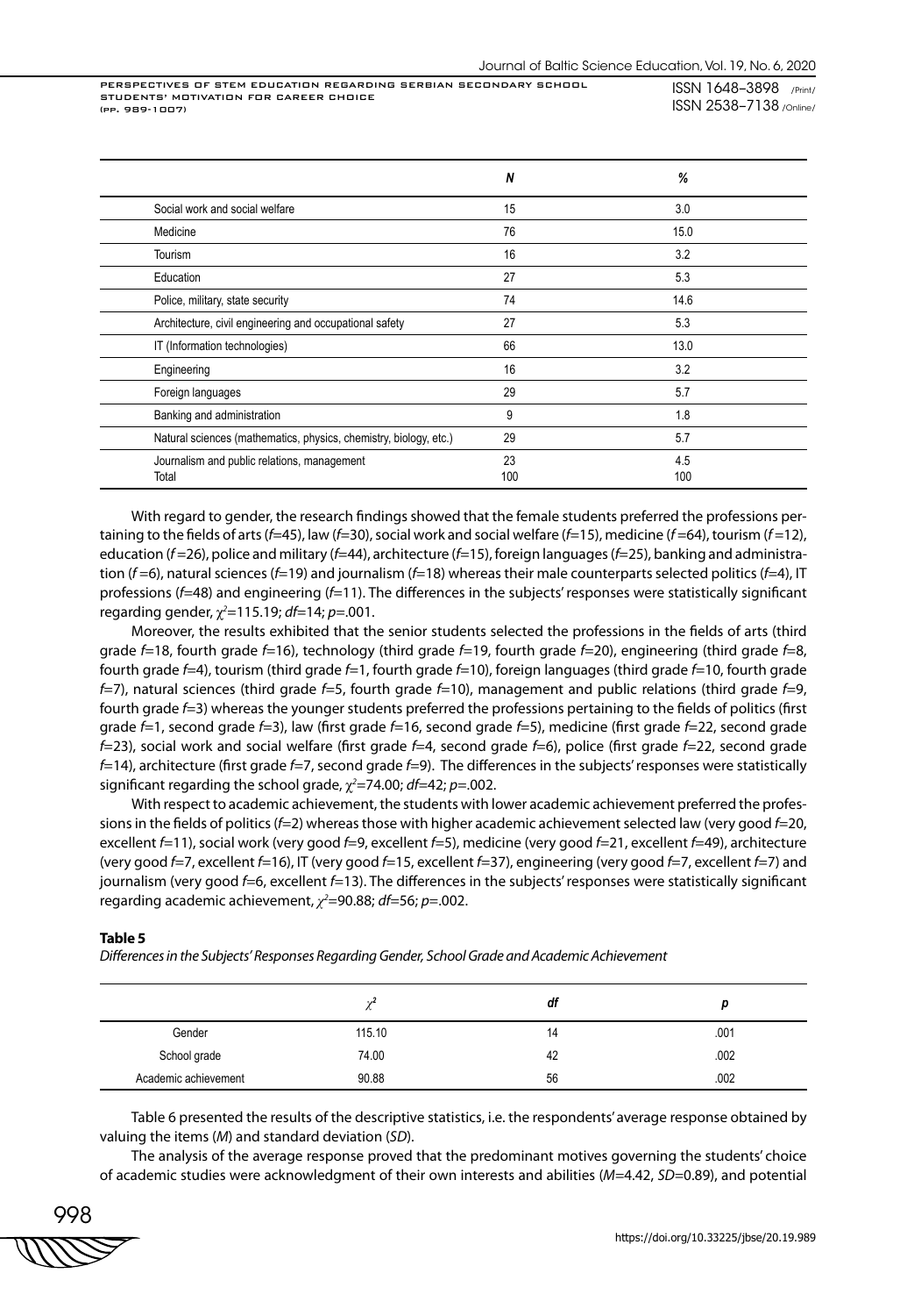| | *N* | % |
|---|---|---|
| Social work and social welfare | 15 | 3.0 |
| Medicine | 76 | 15.0 |
| Tourism | 16 | 3.2 |
| Education | 27 | 5.3 |
| Police, military, state security | 74 | 14.6 |
| Architecture, civil engineering and occupational safety | 27 | 5.3 |
| IT (Information technologies) | 66 | 13.0 |
| Engineering | 16 | 3.2 |
| Foreign languages | 29 | 5.7 |
| Banking and administration | 9 | 1.8 |
| Natural sciences (mathematics, physics, chemistry, biology, etc.) | 29 | 5.7 |
| Journalism and public relations, management | 23 | 4.5 |
| Total | 100 | 100 |

With regard to gender, the research findings showed that the female students preferred the professions pertaining to the fields of arts (*f*=45), law (*f*=30), social work and social welfare (*f*=15), medicine (*f* =64), tourism (*f* =12), education (*f* =26), police and military (*f*=44), architecture (*f*=15), foreign languages (*f*=25), banking and administration (*f* =6), natural sciences (*f*=19) and journalism (*f*=18) whereas their male counterparts selected politics (*f*=4), IT professions (*f*=48) and engineering (*f*=11). The differences in the subjects' responses were statistically significant regarding gender, $\chi^2$=115.19; *df*=14; *p*=.001.

Moreover, the results exhibited that the senior students selected the professions in the fields of arts (third grade *f*=18, fourth grade *f*=16), technology (third grade *f*=19, fourth grade *f*=20), engineering (third grade *f*=8, fourth grade *f*=4), tourism (third grade *f*=1, fourth grade *f*=10), foreign languages (third grade *f*=10, fourth grade *f*=7), natural sciences (third grade *f*=5, fourth grade *f*=10), management and public relations (third grade *f*=9, fourth grade *f*=3) whereas the younger students preferred the professions pertaining to the fields of politics (first grade *f*=1, second grade *f*=3), law (first grade *f*=16, second grade *f*=5), medicine (first grade *f*=22, second grade *f*=23), social work and social welfare (first grade *f*=4, second grade *f*=6), police (first grade *f*=22, second grade *f*=14), architecture (first grade *f*=7, second grade *f*=9). The differences in the subjects' responses were statistically significant regarding the school grade, $\chi^2$=74.00; *df*=42; *p*=.002.

With respect to academic achievement, the students with lower academic achievement preferred the professions in the fields of politics (*f*=2) whereas those with higher academic achievement selected law (very good *f*=20, excellent *f*=11), social work (very good *f*=9, excellent *f*=5), medicine (very good *f*=21, excellent *f*=49), architecture (very good *f*=7, excellent *f*=16), IT (very good *f*=15, excellent *f*=37), engineering (very good *f*=7, excellent *f*=7) and journalism (very good *f*=6, excellent *f*=13). The differences in the subjects' responses were statistically significant regarding academic achievement, $\chi^2$=90.88; *df*=56; *p*=.002.

**Table 5**

*Differences in the Subjects' Responses Regarding Gender, School Grade and Academic Achievement*

| | $\chi^2$ | *df* | *p* |
|---|---|---|---|
| Gender | 115.10 | 14 | .001 |
| School grade | 74.00 | 42 | .002 |
| Academic achievement | 90.88 | 56 | .002 |

Table 6 presented the results of the descriptive statistics, i.e. the respondents' average response obtained by valuing the items (*M*) and standard deviation (*SD*).

The analysis of the average response proved that the predominant motives governing the students' choice of academic studies were acknowledgment of their own interests and abilities (*M*=4.42, *SD*=0.89), and potential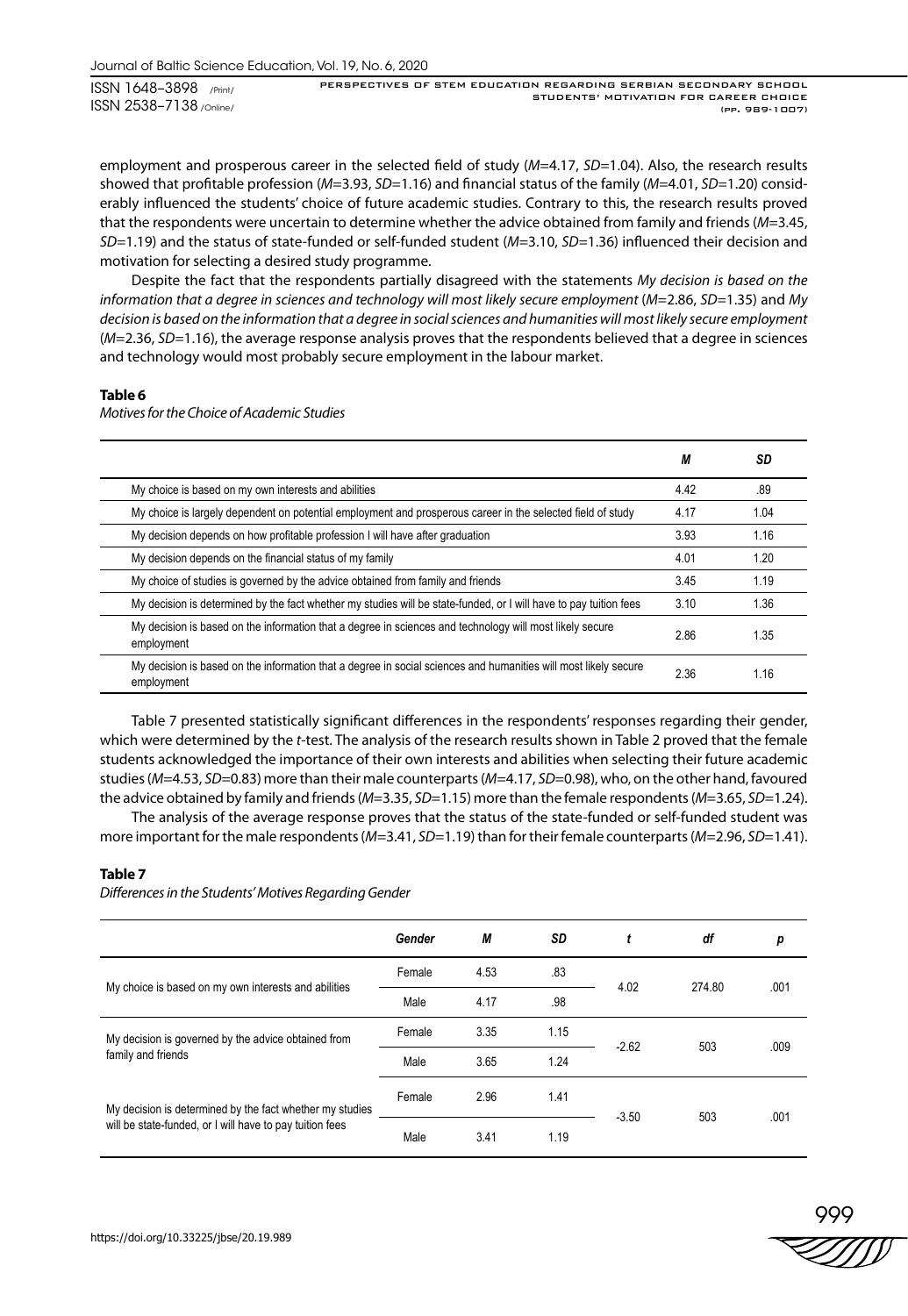employment and prosperous career in the selected field of study ($M$=4.17, $SD$=1.04). Also, the research results showed that profitable profession ($M$=3.93, $SD$=1.16) and financial status of the family ($M$=4.01, $SD$=1.20) considerably influenced the students' choice of future academic studies. Contrary to this, the research results proved that the respondents were uncertain to determine whether the advice obtained from family and friends ($M$=3.45, $SD$=1.19) and the status of state-funded or self-funded student ($M$=3.10, $SD$=1.36) influenced their decision and motivation for selecting a desired study programme.

Despite the fact that the respondents partially disagreed with the statements *My decision is based on the information that a degree in sciences and technology will most likely secure employment* ($M$=2.86, $SD$=1.35) and *My decision is based on the information that a degree in social sciences and humanities will most likely secure employment* ($M$=2.36, $SD$=1.16), the average response analysis proves that the respondents believed that a degree in sciences and technology would most probably secure employment in the labour market.

**Table 6**

*Motives for the Choice of Academic Studies*

| | *M* | *SD* |
|---|---|---|
| My choice is based on my own interests and abilities | 4.42 | .89 |
| My choice is largely dependent on potential employment and prosperous career in the selected field of study | 4.17 | 1.04 |
| My decision depends on how profitable profession I will have after graduation | 3.93 | 1.16 |
| My decision depends on the financial status of my family | 4.01 | 1.20 |
| My choice of studies is governed by the advice obtained from family and friends | 3.45 | 1.19 |
| My decision is determined by the fact whether my studies will be state-funded, or I will have to pay tuition fees | 3.10 | 1.36 |
| My decision is based on the information that a degree in sciences and technology will most likely secure employment | 2.86 | 1.35 |
| My decision is based on the information that a degree in social sciences and humanities will most likely secure employment | 2.36 | 1.16 |

Table 7 presented statistically significant differences in the respondents' responses regarding their gender, which were determined by the *t*-test. The analysis of the research results shown in Table 2 proved that the female students acknowledged the importance of their own interests and abilities when selecting their future academic studies ($M$=4.53, $SD$=0.83) more than their male counterparts ($M$=4.17, $SD$=0.98), who, on the other hand, favoured the advice obtained by family and friends ($M$=3.35, $SD$=1.15) more than the female respondents ($M$=3.65, $SD$=1.24).

The analysis of the average response proves that the status of the state-funded or self-funded student was more important for the male respondents ($M$=3.41, $SD$=1.19) than for their female counterparts ($M$=2.96, $SD$=1.41).

**Table 7**

*Differences in the Students' Motives Regarding Gender*

| | *Gender* | *M* | *SD* | *t* | *df* | *p* |
|---|---|---|---|---|---|---|
| My choice is based on my own interests and abilities | Female | 4.53 | .83 | 4.02 | 274.80 | .001 |
| | Male | 4.17 | .98 | | | |
| My decision is governed by the advice obtained from family and friends | Female | 3.35 | 1.15 | -2.62 | 503 | .009 |
| | Male | 3.65 | 1.24 | | | |
| My decision is determined by the fact whether my studies will be state-funded, or I will have to pay tuition fees | Female | 2.96 | 1.41 | -3.50 | 503 | .001 |
| | Male | 3.41 | 1.19 | | | |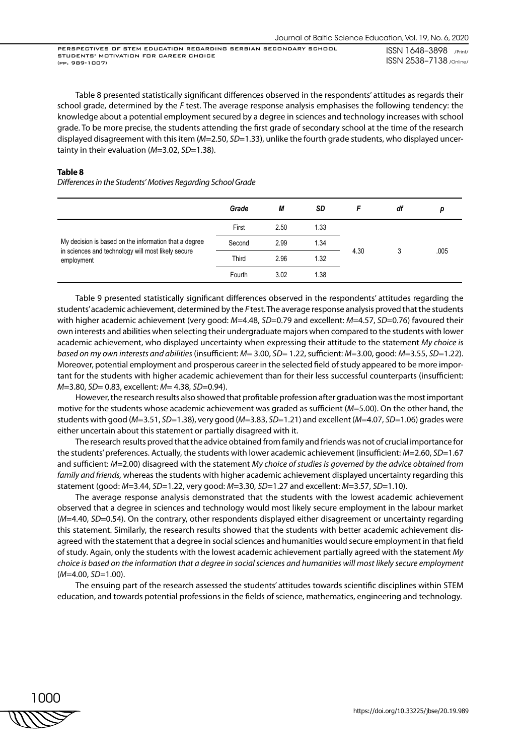Table 8 presented statistically significant differences observed in the respondents' attitudes as regards their school grade, determined by the *F* test. The average response analysis emphasises the following tendency: the knowledge about a potential employment secured by a degree in sciences and technology increases with school grade. To be more precise, the students attending the first grade of secondary school at the time of the research displayed disagreement with this item (*M*=2.50, *SD*=1.33), unlike the fourth grade students, who displayed uncertainty in their evaluation (*M*=3.02, *SD*=1.38).

**Table 8**

*Differences in the Students' Motives Regarding School Grade*

| | *Grade* | *M* | *SD* | *F* | *df* | *p* |
|---|---|---|---|---|---|---|
| My decision is based on the information that a degree in sciences and technology will most likely secure employment | First | 2.50 | 1.33 | 4.30 | 3 | .005 |
| | Second | 2.99 | 1.34 | | | |
| | Third | 2.96 | 1.32 | | | |
| | Fourth | 3.02 | 1.38 | | | |

Table 9 presented statistically significant differences observed in the respondents' attitudes regarding the students' academic achievement, determined by the *F* test. The average response analysis proved that the students with higher academic achievement (very good: *M*=4.48, *SD*=0.79 and excellent: *M*=4.57, *SD*=0.76) favoured their own interests and abilities when selecting their undergraduate majors when compared to the students with lower academic achievement, who displayed uncertainty when expressing their attitude to the statement *My choice is based on my own interests and abilities* (insufficient: *M*= 3.00, *SD*= 1.22, sufficient: *M*=3.00, good: *M*=3.55, *SD*=1.22). Moreover, potential employment and prosperous career in the selected field of study appeared to be more important for the students with higher academic achievement than for their less successful counterparts (insufficient: *M*=3.80, *SD*= 0.83, excellent: *M*= 4.38, *SD*=0.94).

However, the research results also showed that profitable profession after graduation was the most important motive for the students whose academic achievement was graded as sufficient (*M*=5.00). On the other hand, the students with good (*M*=3.51, *SD*=1.38), very good (*M*=3.83, *SD*=1.21) and excellent (*M*=4.07, *SD*=1.06) grades were either uncertain about this statement or partially disagreed with it.

The research results proved that the advice obtained from family and friends was not of crucial importance for the students' preferences. Actually, the students with lower academic achievement (insufficient: *M*=2.60, *SD*=1.67 and sufficient: *M*=2.00) disagreed with the statement *My choice of studies is governed by the advice obtained from family and friends,* whereas the students with higher academic achievement displayed uncertainty regarding this statement (good: *M*=3.44, *SD*=1.22, very good: *M*=3.30, *SD*=1.27 and excellent: *M*=3.57, *SD*=1.10).

The average response analysis demonstrated that the students with the lowest academic achievement observed that a degree in sciences and technology would most likely secure employment in the labour market (*M*=4.40, *SD*=0.54). On the contrary, other respondents displayed either disagreement or uncertainty regarding this statement. Similarly, the research results showed that the students with better academic achievement disagreed with the statement that a degree in social sciences and humanities would secure employment in that field of study. Again, only the students with the lowest academic achievement partially agreed with the statement *My choice is based on the information that a degree in social sciences and humanities will most likely secure employment* (*M*=4.00, *SD*=1.00).

The ensuing part of the research assessed the students' attitudes towards scientific disciplines within STEM education, and towards potential professions in the fields of science, mathematics, engineering and technology.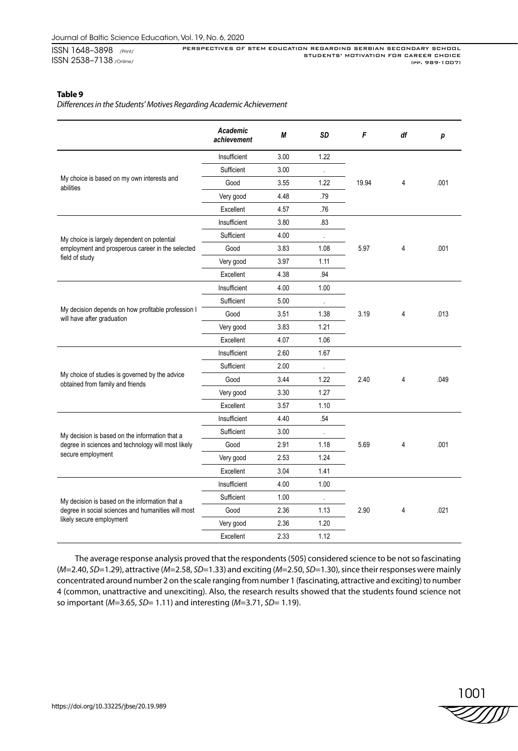**Table 9**

*Differences in the Students' Motives Regarding Academic Achievement*

| | *Academic achievement* | *M* | *SD* | *F* | *df* | *p* |
|---|---|---|---|---|---|---|
| My choice is based on my own interests and abilities | Insufficient | 3.00 | 1.22 | 19.94 | 4 | .001 |
| | Sufficient | 3.00 | . | | | |
| | Good | 3.55 | 1.22 | | | |
| | Very good | 4.48 | .79 | | | |
| | Excellent | 4.57 | .76 | | | |
| My choice is largely dependent on potential employment and prosperous career in the selected field of study | Insufficient | 3.80 | .83 | 5.97 | 4 | .001 |
| | Sufficient | 4.00 | . | | | |
| | Good | 3.83 | 1.08 | | | |
| | Very good | 3.97 | 1.11 | | | |
| | Excellent | 4.38 | .94 | | | |
| My decision depends on how profitable profession I will have after graduation | Insufficient | 4.00 | 1.00 | 3.19 | 4 | .013 |
| | Sufficient | 5.00 | . | | | |
| | Good | 3.51 | 1.38 | | | |
| | Very good | 3.83 | 1.21 | | | |
| | Excellent | 4.07 | 1.06 | | | |
| My choice of studies is governed by the advice obtained from family and friends | Insufficient | 2.60 | 1.67 | 2.40 | 4 | .049 |
| | Sufficient | 2.00 | . | | | |
| | Good | 3.44 | 1.22 | | | |
| | Very good | 3.30 | 1.27 | | | |
| | Excellent | 3.57 | 1.10 | | | |
| My decision is based on the information that a degree in sciences and technology will most likely secure employment | Insufficient | 4.40 | .54 | 5.69 | 4 | .001 |
| | Sufficient | 3.00 | . | | | |
| | Good | 2.91 | 1.18 | | | |
| | Very good | 2.53 | 1.24 | | | |
| | Excellent | 3.04 | 1.41 | | | |
| My decision is based on the information that a degree in social sciences and humanities will most likely secure employment | Insufficient | 4.00 | 1.00 | 2.90 | 4 | .021 |
| | Sufficient | 1.00 | . | | | |
| | Good | 2.36 | 1.13 | | | |
| | Very good | 2.36 | 1.20 | | | |
| | Excellent | 2.33 | 1.12 | | | |

The average response analysis proved that the respondents (505) considered science to be not so fascinating ($M$=2.40, $SD$=1.29), attractive ($M$=2.58, $SD$=1.33) and exciting ($M$=2.50, $SD$=1.30), since their responses were mainly concentrated around number 2 on the scale ranging from number 1 (fascinating, attractive and exciting) to number 4 (common, unattractive and unexciting). Also, the research results showed that the students found science not so important ($M$=3.65, $SD$= 1.11) and interesting ($M$=3.71, $SD$= 1.19).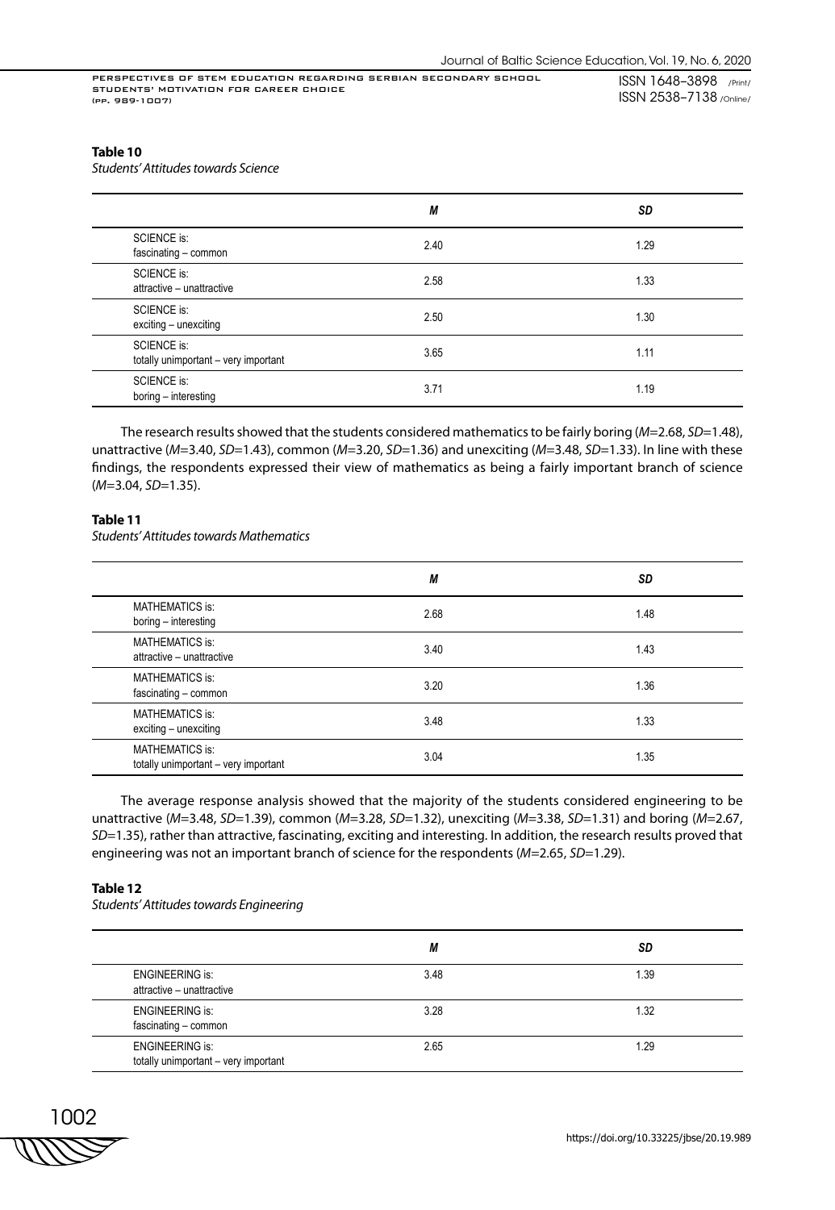**Table 10**

*Students' Attitudes towards Science*

| | *M* | *SD* |
|---|---|---|
| SCIENCE is: fascinating – common | 2.40 | 1.29 |
| SCIENCE is: attractive – unattractive | 2.58 | 1.33 |
| SCIENCE is: exciting – unexciting | 2.50 | 1.30 |
| SCIENCE is: totally unimportant – very important | 3.65 | 1.11 |
| SCIENCE is: boring – interesting | 3.71 | 1.19 |

The research results showed that the students considered mathematics to be fairly boring (*M*=2.68, *SD*=1.48), unattractive (*M*=3.40, *SD*=1.43), common (*M*=3.20, *SD*=1.36) and unexciting (*M*=3.48, *SD*=1.33). In line with these findings, the respondents expressed their view of mathematics as being a fairly important branch of science (*M*=3.04, *SD*=1.35).

**Table 11**

*Students' Attitudes towards Mathematics*

| | *M* | *SD* |
|---|---|---|
| MATHEMATICS is: boring – interesting | 2.68 | 1.48 |
| MATHEMATICS is: attractive – unattractive | 3.40 | 1.43 |
| MATHEMATICS is: fascinating – common | 3.20 | 1.36 |
| MATHEMATICS is: exciting – unexciting | 3.48 | 1.33 |
| MATHEMATICS is: totally unimportant – very important | 3.04 | 1.35 |

The average response analysis showed that the majority of the students considered engineering to be unattractive (*M*=3.48, *SD*=1.39), common (*M*=3.28, *SD*=1.32), unexciting (*M*=3.38, *SD*=1.31) and boring (*M*=2.67, *SD*=1.35), rather than attractive, fascinating, exciting and interesting. In addition, the research results proved that engineering was not an important branch of science for the respondents (*M*=2.65, *SD*=1.29).

**Table 12**

*Students' Attitudes towards Engineering*

| | *M* | *SD* |
|---|---|---|
| ENGINEERING is: attractive – unattractive | 3.48 | 1.39 |
| ENGINEERING is: fascinating – common | 3.28 | 1.32 |
| ENGINEERING is: totally unimportant – very important | 2.65 | 1.29 |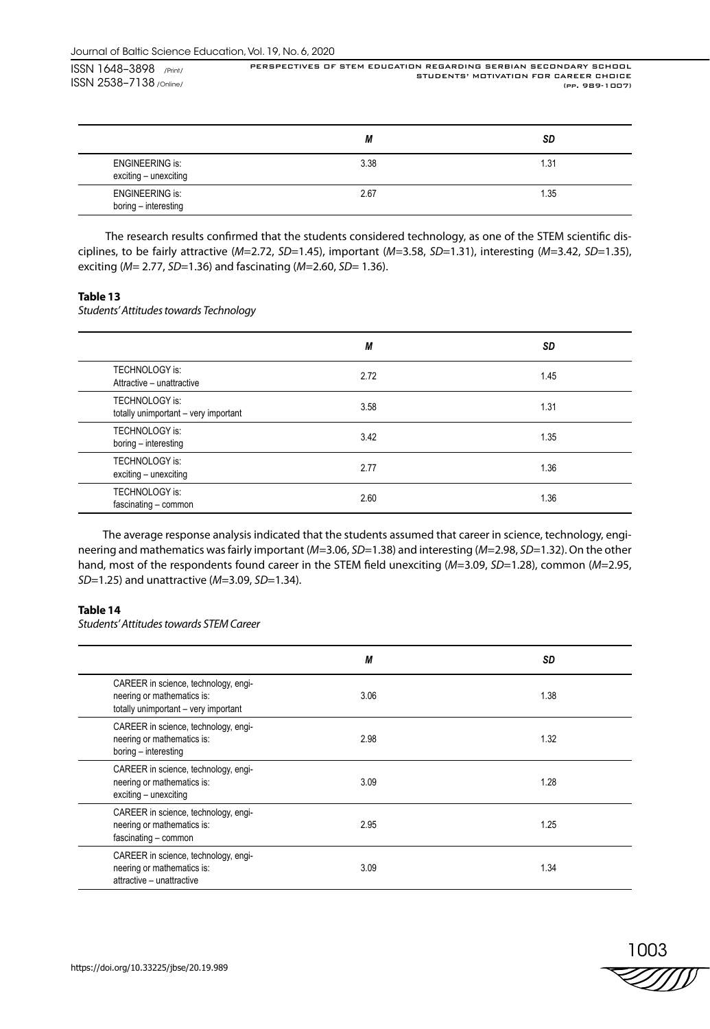| | *M* | *SD* |
|---|---|---|
| ENGINEERING is: exciting – unexciting | 3.38 | 1.31 |
| ENGINEERING is: boring – interesting | 2.67 | 1.35 |

The research results confirmed that the students considered technology, as one of the STEM scientific disciplines, to be fairly attractive (*M*=2.72, *SD*=1.45), important (*M*=3.58, *SD*=1.31), interesting (*M*=3.42, *SD*=1.35), exciting (*M*= 2.77, *SD*=1.36) and fascinating (*M*=2.60, *SD*= 1.36).

**Table 13**

*Students' Attitudes towards Technology*

| | *M* | *SD* |
|---|---|---|
| TECHNOLOGY is: Attractive – unattractive | 2.72 | 1.45 |
| TECHNOLOGY is: totally unimportant – very important | 3.58 | 1.31 |
| TECHNOLOGY is: boring – interesting | 3.42 | 1.35 |
| TECHNOLOGY is: exciting – unexciting | 2.77 | 1.36 |
| TECHNOLOGY is: fascinating – common | 2.60 | 1.36 |

The average response analysis indicated that the students assumed that career in science, technology, engineering and mathematics was fairly important (*M*=3.06, *SD*=1.38) and interesting (*M*=2.98, *SD*=1.32). On the other hand, most of the respondents found career in the STEM field unexciting (*M*=3.09, *SD*=1.28), common (*M*=2.95, *SD*=1.25) and unattractive (*M*=3.09, *SD*=1.34).

**Table 14**

*Students' Attitudes towards STEM Career*

| | *M* | *SD* |
|---|---|---|
| CAREER in science, technology, engineering or mathematics is: totally unimportant – very important | 3.06 | 1.38 |
| CAREER in science, technology, engineering or mathematics is: boring – interesting | 2.98 | 1.32 |
| CAREER in science, technology, engineering or mathematics is: exciting – unexciting | 3.09 | 1.28 |
| CAREER in science, technology, engineering or mathematics is: fascinating – common | 2.95 | 1.25 |
| CAREER in science, technology, engineering or mathematics is: attractive – unattractive | 3.09 | 1.34 |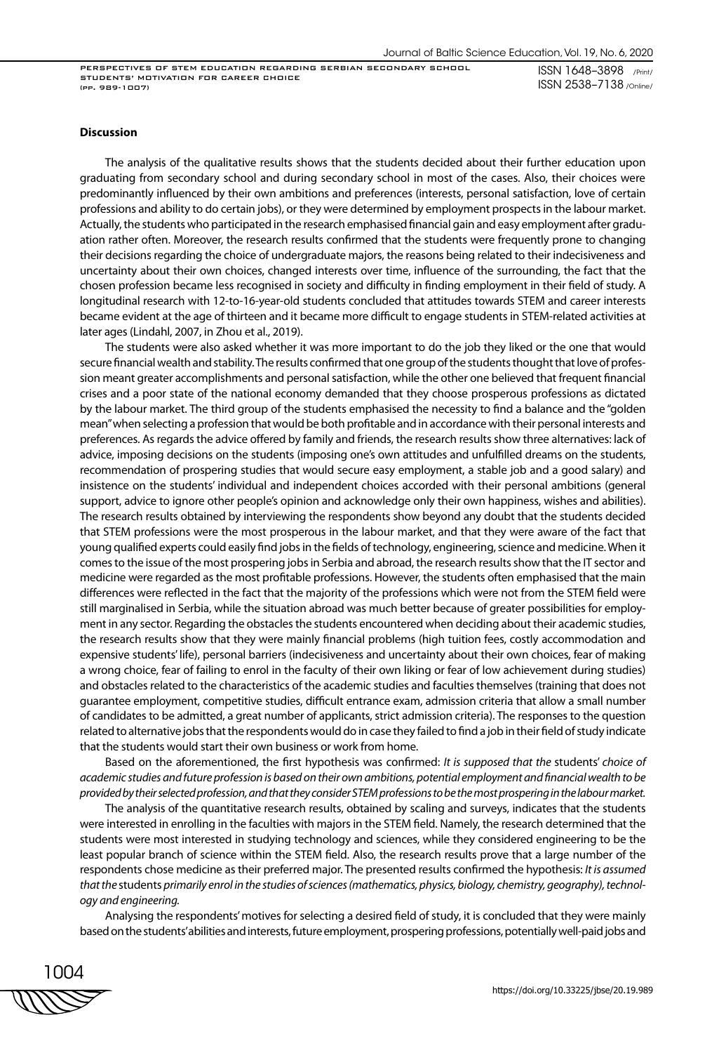**Discussion**

The analysis of the qualitative results shows that the students decided about their further education upon graduating from secondary school and during secondary school in most of the cases. Also, their choices were predominantly influenced by their own ambitions and preferences (interests, personal satisfaction, love of certain professions and ability to do certain jobs), or they were determined by employment prospects in the labour market. Actually, the students who participated in the research emphasised financial gain and easy employment after graduation rather often. Moreover, the research results confirmed that the students were frequently prone to changing their decisions regarding the choice of undergraduate majors, the reasons being related to their indecisiveness and uncertainty about their own choices, changed interests over time, influence of the surrounding, the fact that the chosen profession became less recognised in society and difficulty in finding employment in their field of study. A longitudinal research with 12-to-16-year-old students concluded that attitudes towards STEM and career interests became evident at the age of thirteen and it became more difficult to engage students in STEM-related activities at later ages (Lindahl, 2007, in Zhou et al., 2019).

The students were also asked whether it was more important to do the job they liked or the one that would secure financial wealth and stability. The results confirmed that one group of the students thought that love of profession meant greater accomplishments and personal satisfaction, while the other one believed that frequent financial crises and a poor state of the national economy demanded that they choose prosperous professions as dictated by the labour market. The third group of the students emphasised the necessity to find a balance and the "golden mean" when selecting a profession that would be both profitable and in accordance with their personal interests and preferences. As regards the advice offered by family and friends, the research results show three alternatives: lack of advice, imposing decisions on the students (imposing one's own attitudes and unfulfilled dreams on the students, recommendation of prospering studies that would secure easy employment, a stable job and a good salary) and insistence on the students' individual and independent choices accorded with their personal ambitions (general support, advice to ignore other people's opinion and acknowledge only their own happiness, wishes and abilities). The research results obtained by interviewing the respondents show beyond any doubt that the students decided that STEM professions were the most prosperous in the labour market, and that they were aware of the fact that young qualified experts could easily find jobs in the fields of technology, engineering, science and medicine. When it comes to the issue of the most prospering jobs in Serbia and abroad, the research results show that the IT sector and medicine were regarded as the most profitable professions. However, the students often emphasised that the main differences were reflected in the fact that the majority of the professions which were not from the STEM field were still marginalised in Serbia, while the situation abroad was much better because of greater possibilities for employment in any sector. Regarding the obstacles the students encountered when deciding about their academic studies, the research results show that they were mainly financial problems (high tuition fees, costly accommodation and expensive students' life), personal barriers (indecisiveness and uncertainty about their own choices, fear of making a wrong choice, fear of failing to enrol in the faculty of their own liking or fear of low achievement during studies) and obstacles related to the characteristics of the academic studies and faculties themselves (training that does not guarantee employment, competitive studies, difficult entrance exam, admission criteria that allow a small number of candidates to be admitted, a great number of applicants, strict admission criteria). The responses to the question related to alternative jobs that the respondents would do in case they failed to find a job in their field of study indicate that the students would start their own business or work from home.

Based on the aforementioned, the first hypothesis was confirmed: *It is supposed that the* students' *choice of academic studies and future profession is based on their own ambitions, potential employment and financial wealth to be provided by their selected profession, and that they consider STEM professions to be the most prospering in the labour market.*

The analysis of the quantitative research results, obtained by scaling and surveys, indicates that the students were interested in enrolling in the faculties with majors in the STEM field. Namely, the research determined that the students were most interested in studying technology and sciences, while they considered engineering to be the least popular branch of science within the STEM field. Also, the research results prove that a large number of the respondents chose medicine as their preferred major. The presented results confirmed the hypothesis: *It is assumed that the* students *primarily enrol in the studies of sciences (mathematics, physics, biology, chemistry, geography), technology and engineering.*

Analysing the respondents' motives for selecting a desired field of study, it is concluded that they were mainly based on the students' abilities and interests, future employment, prospering professions, potentially well-paid jobs and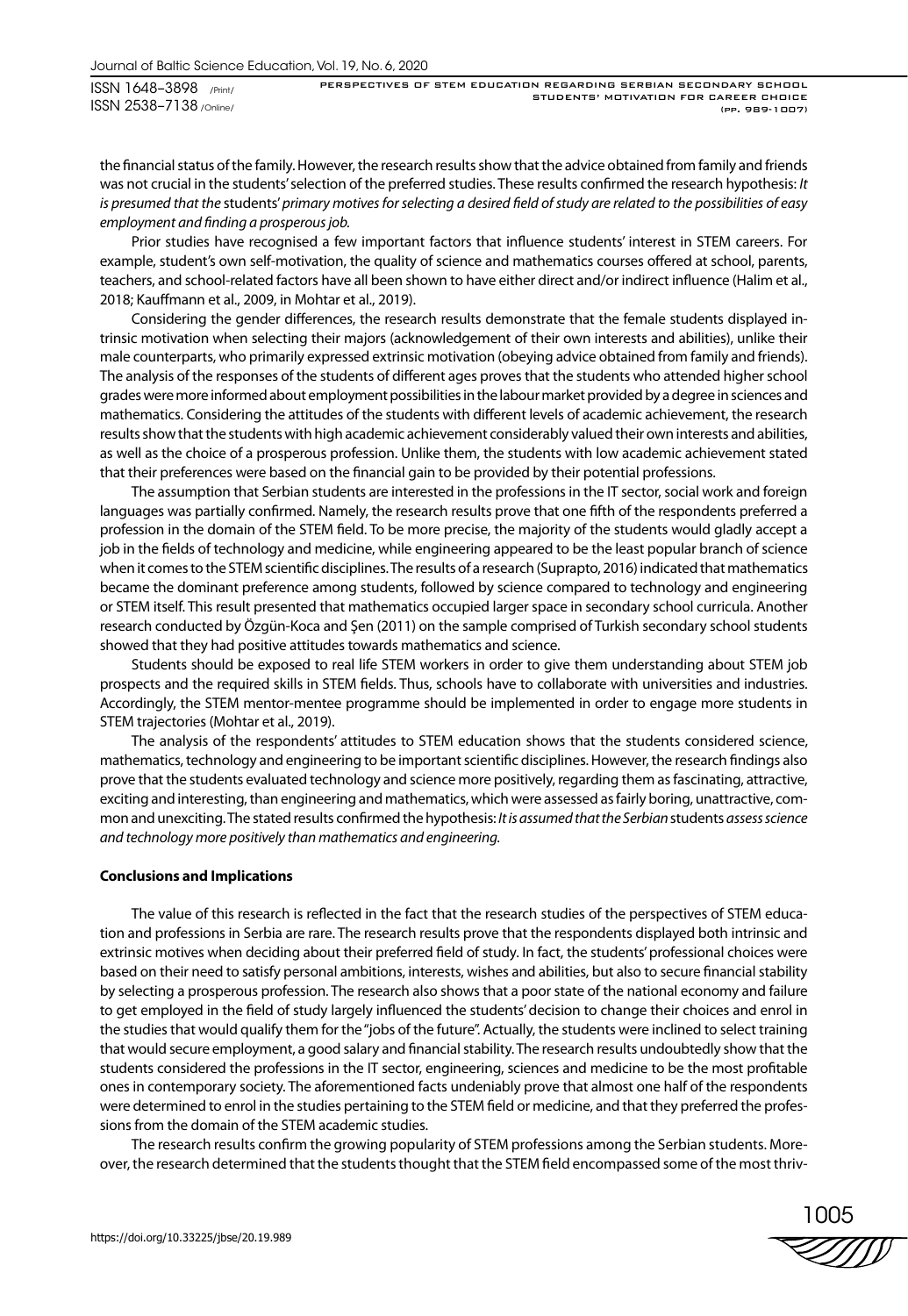the financial status of the family. However, the research results show that the advice obtained from family and friends was not crucial in the students' selection of the preferred studies. These results confirmed the research hypothesis: *It is presumed that the* students' *primary motives for selecting a desired field of study are related to the possibilities of easy employment and finding a prosperous job.*

Prior studies have recognised a few important factors that influence students' interest in STEM careers. For example, student's own self-motivation, the quality of science and mathematics courses offered at school, parents, teachers, and school-related factors have all been shown to have either direct and/or indirect influence (Halim et al., 2018; Kauffmann et al., 2009, in Mohtar et al., 2019).

Considering the gender differences, the research results demonstrate that the female students displayed intrinsic motivation when selecting their majors (acknowledgement of their own interests and abilities), unlike their male counterparts, who primarily expressed extrinsic motivation (obeying advice obtained from family and friends). The analysis of the responses of the students of different ages proves that the students who attended higher school grades were more informed about employment possibilities in the labour market provided by a degree in sciences and mathematics. Considering the attitudes of the students with different levels of academic achievement, the research results show that the students with high academic achievement considerably valued their own interests and abilities, as well as the choice of a prosperous profession. Unlike them, the students with low academic achievement stated that their preferences were based on the financial gain to be provided by their potential professions.

The assumption that Serbian students are interested in the professions in the IT sector, social work and foreign languages was partially confirmed. Namely, the research results prove that one fifth of the respondents preferred a profession in the domain of the STEM field. To be more precise, the majority of the students would gladly accept a job in the fields of technology and medicine, while engineering appeared to be the least popular branch of science when it comes to the STEM scientific disciplines. The results of a research (Suprapto, 2016) indicated that mathematics became the dominant preference among students, followed by science compared to technology and engineering or STEM itself. This result presented that mathematics occupied larger space in secondary school curricula. Another research conducted by Özgün-Koca and Şen (2011) on the sample comprised of Turkish secondary school students showed that they had positive attitudes towards mathematics and science.

Students should be exposed to real life STEM workers in order to give them understanding about STEM job prospects and the required skills in STEM fields. Thus, schools have to collaborate with universities and industries. Accordingly, the STEM mentor-mentee programme should be implemented in order to engage more students in STEM trajectories (Mohtar et al., 2019).

The analysis of the respondents' attitudes to STEM education shows that the students considered science, mathematics, technology and engineering to be important scientific disciplines. However, the research findings also prove that the students evaluated technology and science more positively, regarding them as fascinating, attractive, exciting and interesting, than engineering and mathematics, which were assessed as fairly boring, unattractive, common and unexciting. The stated results confirmed the hypothesis: *It is assumed that the Serbian* students *assess science and technology more positively than mathematics and engineering.*

## Conclusions and Implications

The value of this research is reflected in the fact that the research studies of the perspectives of STEM education and professions in Serbia are rare. The research results prove that the respondents displayed both intrinsic and extrinsic motives when deciding about their preferred field of study. In fact, the students' professional choices were based on their need to satisfy personal ambitions, interests, wishes and abilities, but also to secure financial stability by selecting a prosperous profession. The research also shows that a poor state of the national economy and failure to get employed in the field of study largely influenced the students' decision to change their choices and enrol in the studies that would qualify them for the "jobs of the future". Actually, the students were inclined to select training that would secure employment, a good salary and financial stability. The research results undoubtedly show that the students considered the professions in the IT sector, engineering, sciences and medicine to be the most profitable ones in contemporary society. The aforementioned facts undeniably prove that almost one half of the respondents were determined to enrol in the studies pertaining to the STEM field or medicine, and that they preferred the professions from the domain of the STEM academic studies.

The research results confirm the growing popularity of STEM professions among the Serbian students. Moreover, the research determined that the students thought that the STEM field encompassed some of the most thriv-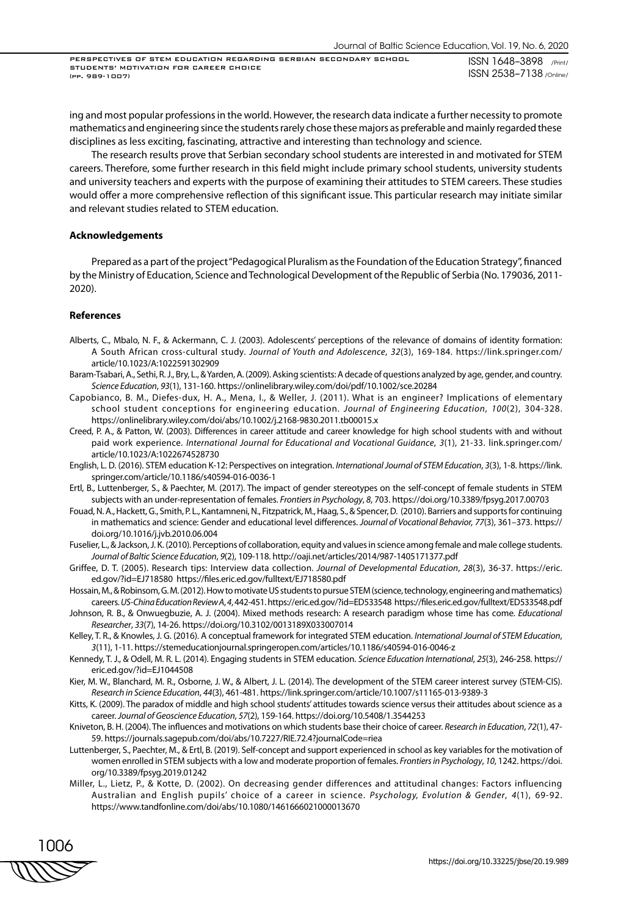ing and most popular professions in the world. However, the research data indicate a further necessity to promote mathematics and engineering since the students rarely chose these majors as preferable and mainly regarded these disciplines as less exciting, fascinating, attractive and interesting than technology and science.

The research results prove that Serbian secondary school students are interested in and motivated for STEM careers. Therefore, some further research in this field might include primary school students, university students and university teachers and experts with the purpose of examining their attitudes to STEM careers. These studies would offer a more comprehensive reflection of this significant issue. This particular research may initiate similar and relevant studies related to STEM education.

### Acknowledgements

Prepared as a part of the project "Pedagogical Pluralism as the Foundation of the Education Strategy", financed by the Ministry of Education, Science and Technological Development of the Republic of Serbia (No. 179036, 2011-2020).

### References

Alberts, C., Mbalo, N. F., & Ackermann, C. J. (2003). Adolescents' perceptions of the relevance of domains of identity formation: A South African cross-cultural study. *Journal of Youth and Adolescence*, *32*(3), 169-184. https://link.springer.com/article/10.1023/A:1022591302909

Baram-Tsabari, A., Sethi, R. J., Bry, L., & Yarden, A. (2009). Asking scientists: A decade of questions analyzed by age, gender, and country. *Science Education*, *93*(1), 131-160. https://onlinelibrary.wiley.com/doi/pdf/10.1002/sce.20284

Capobianco, B. M., Diefes-dux, H. A., Mena, I., & Weller, J. (2011). What is an engineer? Implications of elementary school student conceptions for engineering education. *Journal of Engineering Education*, *100*(2), 304-328. https://onlinelibrary.wiley.com/doi/abs/10.1002/j.2168-9830.2011.tb00015.x

Creed, P. A., & Patton, W. (2003). Differences in career attitude and career knowledge for high school students with and without paid work experience. *International Journal for Educational and Vocational Guidance*, *3*(1), 21-33. link.springer.com/article/10.1023/A:1022674528730

English, L. D. (2016). STEM education K-12: Perspectives on integration. *International Journal of STEM Education*, *3*(3), 1-8. https://link.springer.com/article/10.1186/s40594-016-0036-1

Ertl, B., Luttenberger, S., & Paechter, M. (2017). The impact of gender stereotypes on the self-concept of female students in STEM subjects with an under-representation of females. *Frontiers in Psychology*, *8*, 703. https://doi.org/10.3389/fpsyg.2017.00703

Fouad, N. A., Hackett, G., Smith, P. L., Kantamneni, N., Fitzpatrick, M., Haag, S., & Spencer, D. (2010). Barriers and supports for continuing in mathematics and science: Gender and educational level differences. *Journal of Vocational Behavior, 77*(3), 361–373. https://doi.org/10.1016/j.jvb.2010.06.004

Fuselier, L., & Jackson, J. K. (2010). Perceptions of collaboration, equity and values in science among female and male college students. *Journal of Baltic Science Education*, *9*(2), 109-118. http://oaji.net/articles/2014/987-1405171377.pdf

Griffee, D. T. (2005). Research tips: Interview data collection. *Journal of Developmental Education*, *28*(3), 36-37. https://eric.ed.gov/?id=EJ718580 https://files.eric.ed.gov/fulltext/EJ718580.pdf

Hossain, M., & Robinsom, G. M. (2012). How to motivate US students to pursue STEM (science, technology, engineering and mathematics) careers. *US-China Education Review A*, *4*, 442-451. https://eric.ed.gov/?id=ED533548 https://files.eric.ed.gov/fulltext/ED533548.pdf

Johnson, R. B., & Onwuegbuzie, A. J. (2004). Mixed methods research: A research paradigm whose time has come. *Educational Researcher*, *33*(7), 14-26. https://doi.org/10.3102/0013189X033007014

Kelley, T. R., & Knowles, J. G. (2016). A conceptual framework for integrated STEM education. *International Journal of STEM Education*, *3*(11), 1-11. https://stemeducationjournal.springeropen.com/articles/10.1186/s40594-016-0046-z

Kennedy, T. J., & Odell, M. R. L. (2014). Engaging students in STEM education. *Science Education International*, *25*(3), 246-258. https://eric.ed.gov/?id=EJ1044508

Kier, M. W., Blanchard, M. R., Osborne, J. W., & Albert, J. L. (2014). The development of the STEM career interest survey (STEM-CIS). *Research in Science Education*, *44*(3), 461-481. https://link.springer.com/article/10.1007/s11165-013-9389-3

Kitts, K. (2009). The paradox of middle and high school students' attitudes towards science versus their attitudes about science as a career. *Journal of Geoscience Education*, *57*(2), 159-164. https://doi.org/10.5408/1.3544253

Kniveton, B. H. (2004). The influences and motivations on which students base their choice of career. *Research in Education*, *72*(1), 47-59. https://journals.sagepub.com/doi/abs/10.7227/RIE.72.4?journalCode=riea

Luttenberger, S., Paechter, M., & Ertl, B. (2019). Self-concept and support experienced in school as key variables for the motivation of women enrolled in STEM subjects with a low and moderate proportion of females. *Frontiers in Psychology*, *10*, 1242. https://doi.org/10.3389/fpsyg.2019.01242

Miller, L., Lietz, P., & Kotte, D. (2002). On decreasing gender differences and attitudinal changes: Factors influencing Australian and English pupils' choice of a career in science. *Psychology, Evolution & Gender*, *4*(1), 69-92. https://www.tandfonline.com/doi/abs/10.1080/1461666021000013670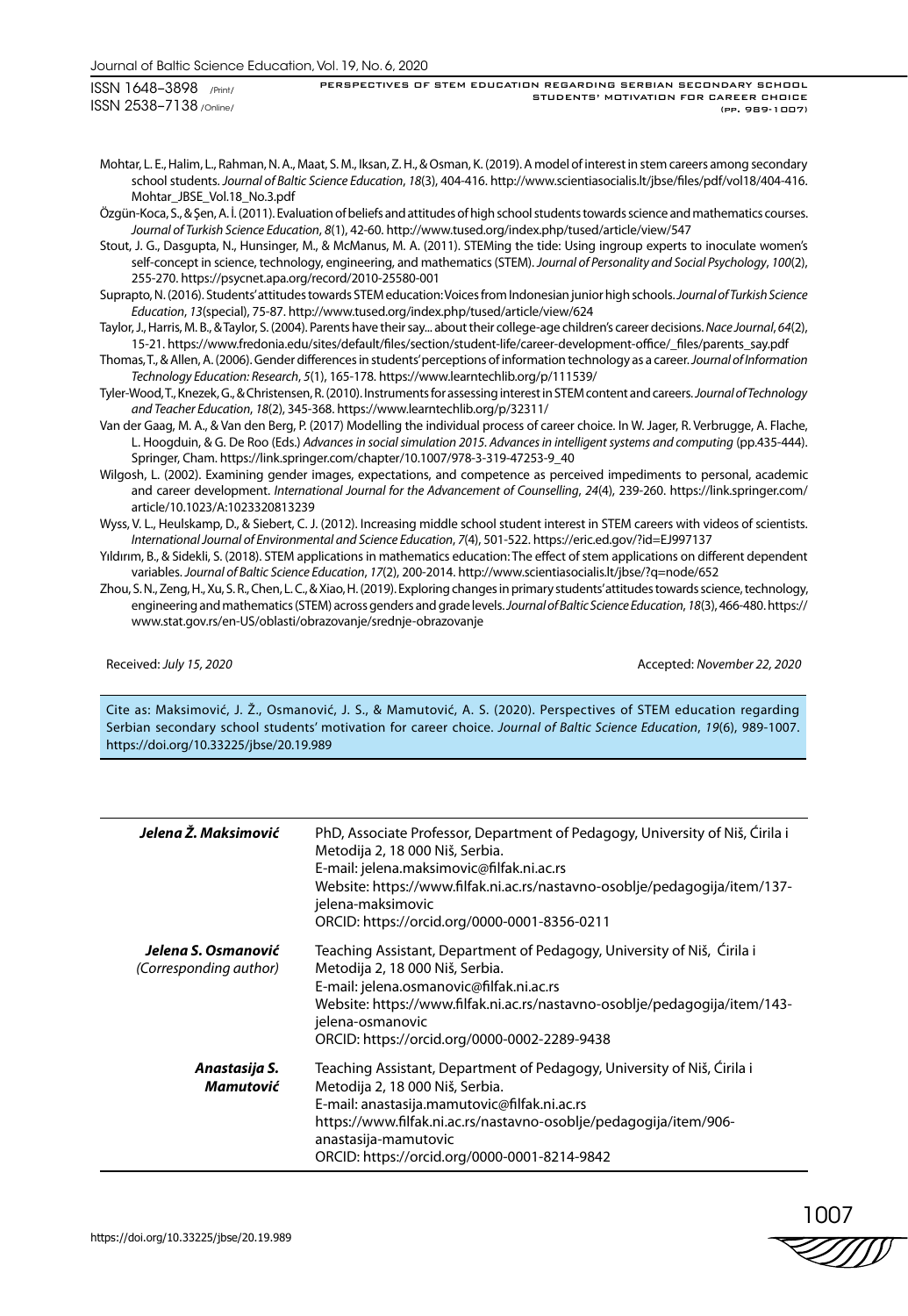Mohtar, L. E., Halim, L., Rahman, N. A., Maat, S. M., Iksan, Z. H., & Osman, K. (2019). A model of interest in stem careers among secondary school students. *Journal of Baltic Science Education*, *18*(3), 404-416. http://www.scientiasocialis.lt/jbse/files/pdf/vol18/404-416.Mohtar_JBSE_Vol.18_No.3.pdf

Özgün-Koca, S., & Şen, A. İ. (2011). Evaluation of beliefs and attitudes of high school students towards science and mathematics courses. *Journal of Turkish Science Education*, *8*(1), 42-60. http://www.tused.org/index.php/tused/article/view/547

Stout, J. G., Dasgupta, N., Hunsinger, M., & McManus, M. A. (2011). STEMing the tide: Using ingroup experts to inoculate women's self-concept in science, technology, engineering, and mathematics (STEM). *Journal of Personality and Social Psychology*, *100*(2), 255-270. https://psycnet.apa.org/record/2010-25580-001

Suprapto, N. (2016). Students' attitudes towards STEM education: Voices from Indonesian junior high schools. *Journal of Turkish Science Education*, *13*(special), 75-87. http://www.tused.org/index.php/tused/article/view/624

Taylor, J., Harris, M. B., & Taylor, S. (2004). Parents have their say... about their college-age children's career decisions. *Nace Journal*, *64*(2), 15-21. https://www.fredonia.edu/sites/default/files/section/student-life/career-development-office/_files/parents_say.pdf

Thomas, T., & Allen, A. (2006). Gender differences in students' perceptions of information technology as a career. *Journal of Information Technology Education: Research*, *5*(1), 165-178. https://www.learntechlib.org/p/111539/

Tyler-Wood, T., Knezek, G., & Christensen, R. (2010). Instruments for assessing interest in STEM content and careers. *Journal of Technology and Teacher Education*, *18*(2), 345-368. https://www.learntechlib.org/p/32311/

Van der Gaag, M. A., & Van den Berg, P. (2017) Modelling the individual process of career choice. In W. Jager, R. Verbrugge, A. Flache, L. Hoogduin, & G. De Roo (Eds.) *Advances in social simulation 2015. Advances in intelligent systems and computing* (pp.435-444). Springer, Cham. https://link.springer.com/chapter/10.1007/978-3-319-47253-9_40

Wilgosh, L. (2002). Examining gender images, expectations, and competence as perceived impediments to personal, academic and career development. *International Journal for the Advancement of Counselling*, *24*(4), 239-260. https://link.springer.com/article/10.1023/A:1023320813239

Wyss, V. L., Heulskamp, D., & Siebert, C. J. (2012). Increasing middle school student interest in STEM careers with videos of scientists. *International Journal of Environmental and Science Education*, *7*(4), 501-522. https://eric.ed.gov/?id=EJ997137

Yıldırım, B., & Sidekli, S. (2018). STEM applications in mathematics education: The effect of stem applications on different dependent variables. *Journal of Baltic Science Education*, *17*(2), 200-2014. http://www.scientiasocialis.lt/jbse/?q=node/652

Zhou, S. N., Zeng, H., Xu, S. R., Chen, L. C., & Xiao, H. (2019). Exploring changes in primary students' attitudes towards science, technology, engineering and mathematics (STEM) across genders and grade levels. *Journal of Baltic Science Education*, *18*(3), 466-480. https://www.stat.gov.rs/en-US/oblasti/obrazovanje/srednje-obrazovanje

Received: *July 15, 2020*    Accepted: *November 22, 2020*

Cite as: Maksimović, J. Ž., Osmanović, J. S., & Mamutović, A. S. (2020). Perspectives of STEM education regarding Serbian secondary school students' motivation for career choice. *Journal of Baltic Science Education*, *19*(6), 989-1007. https://doi.org/10.33225/jbse/20.19.989

| | |
|---|---|
| ***Jelena Ž. Maksimović*** | PhD, Associate Professor, Department of Pedagogy, University of Niš, Ćirila i Metodija 2, 18 000 Niš, Serbia.<br>E-mail: jelena.maksimovic@filfak.ni.ac.rs<br>Website: https://www.filfak.ni.ac.rs/nastavno-osoblje/pedagogija/item/137-jelena-maksimovic<br>ORCID: https://orcid.org/0000-0001-8356-0211 |
| ***Jelena S. Osmanović*** *(Corresponding author)* | Teaching Assistant, Department of Pedagogy, University of Niš, Ćirila i Metodija 2, 18 000 Niš, Serbia.<br>E-mail: jelena.osmanovic@filfak.ni.ac.rs<br>Website: https://www.filfak.ni.ac.rs/nastavno-osoblje/pedagogija/item/143-jelena-osmanovic<br>ORCID: https://orcid.org/0000-0002-2289-9438 |
| ***Anastasija S. Mamutović*** | Teaching Assistant, Department of Pedagogy, University of Niš, Ćirila i Metodija 2, 18 000 Niš, Serbia.<br>E-mail: anastasija.mamutovic@filfak.ni.ac.rs<br>https://www.filfak.ni.ac.rs/nastavno-osoblje/pedagogija/item/906-anastasija-mamutovic<br>ORCID: https://orcid.org/0000-0001-8214-9842 |